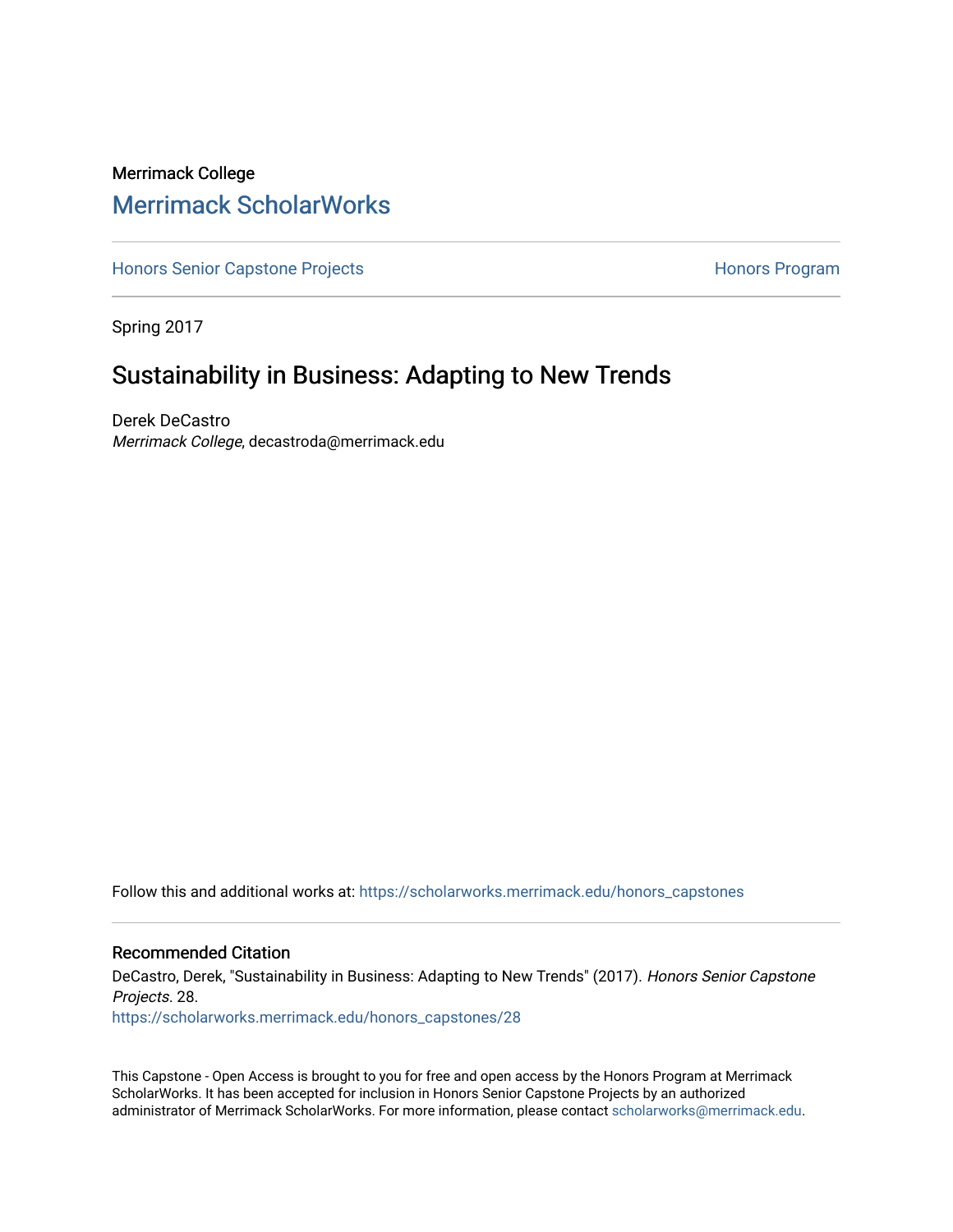Merrimack College

## Merrimack ScholarWorks

Honors Senior Capstone Projects | Honors Program

Spring 2017

# Sustainability in Business: Adapting to New Trends

Derek DeCastro
*Merrimack College*, decastroda@merrimack.edu

Follow this and additional works at: https://scholarworks.merrimack.edu/honors_capstones

### Recommended Citation

DeCastro, Derek, "Sustainability in Business: Adapting to New Trends" (2017). *Honors Senior Capstone Projects*. 28.
https://scholarworks.merrimack.edu/honors_capstones/28

This Capstone - Open Access is brought to you for free and open access by the Honors Program at Merrimack ScholarWorks. It has been accepted for inclusion in Honors Senior Capstone Projects by an authorized administrator of Merrimack ScholarWorks. For more information, please contact scholarworks@merrimack.edu.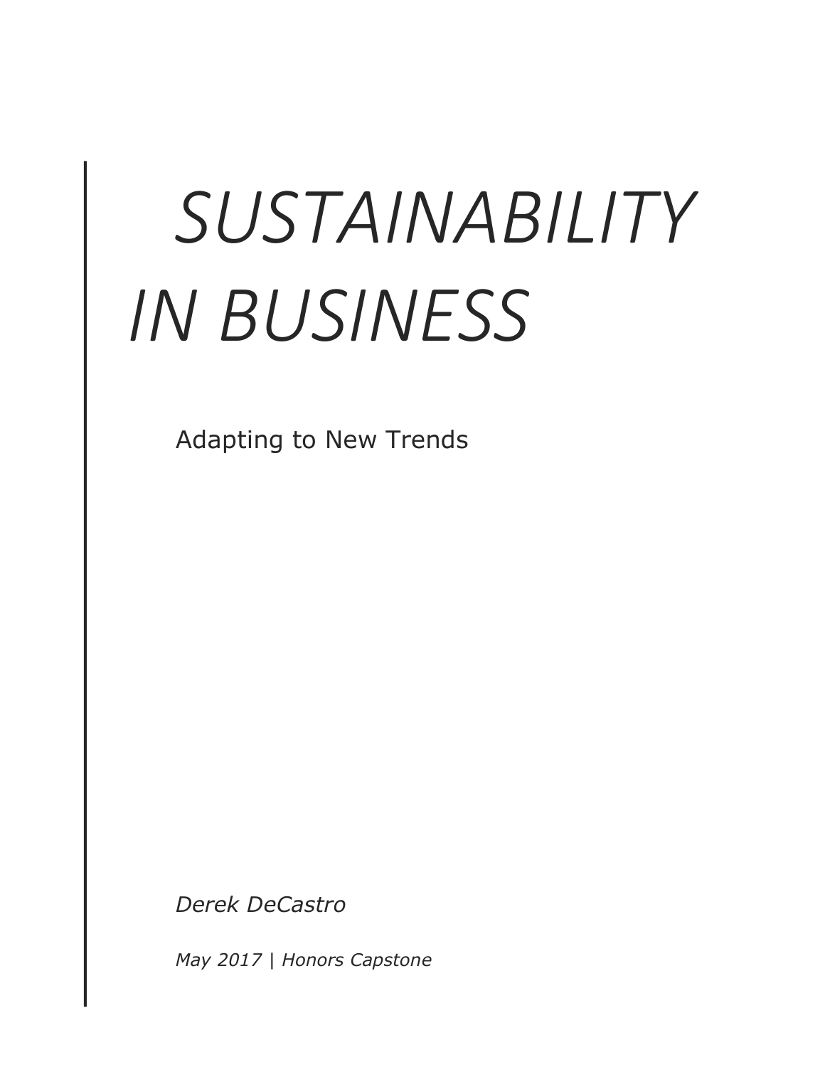# *SUSTAINABILITY IN BUSINESS*

Adapting to New Trends

*Derek DeCastro*

*May 2017 | Honors Capstone*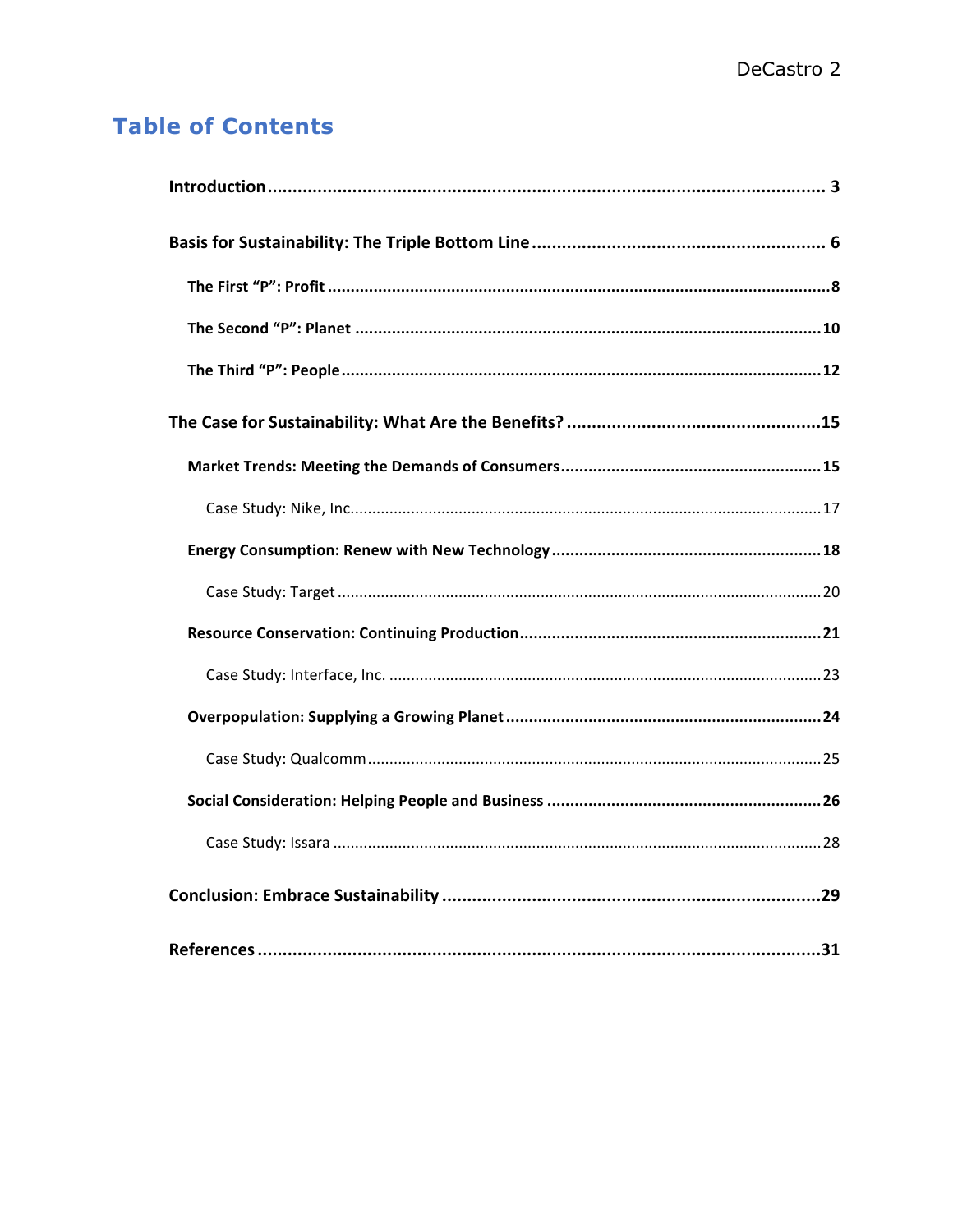# Table of Contents

**Introduction** .................................................. 3

**Basis for Sustainability: The Triple Bottom Line** .................................................. 6

- **The First "P": Profit** .................................................. 8
- **The Second "P": Planet** .................................................. 10
- **The Third "P": People** .................................................. 12

**The Case for Sustainability: What Are the Benefits?** .................................................. 15

- **Market Trends: Meeting the Demands of Consumers** .................................................. 15
  - Case Study: Nike, Inc. .................................................. 17
- **Energy Consumption: Renew with New Technology** .................................................. 18
  - Case Study: Target .................................................. 20
- **Resource Conservation: Continuing Production** .................................................. 21
  - Case Study: Interface, Inc. .................................................. 23
- **Overpopulation: Supplying a Growing Planet** .................................................. 24
  - Case Study: Qualcomm .................................................. 25
- **Social Consideration: Helping People and Business** .................................................. 26
  - Case Study: Issara .................................................. 28

**Conclusion: Embrace Sustainability** .................................................. 29

**References** .................................................. 31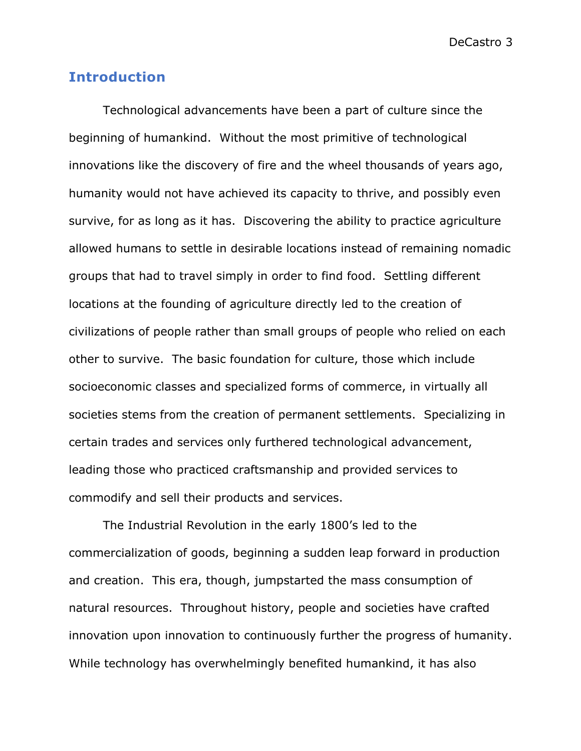## Introduction

Technological advancements have been a part of culture since the beginning of humankind. Without the most primitive of technological innovations like the discovery of fire and the wheel thousands of years ago, humanity would not have achieved its capacity to thrive, and possibly even survive, for as long as it has. Discovering the ability to practice agriculture allowed humans to settle in desirable locations instead of remaining nomadic groups that had to travel simply in order to find food. Settling different locations at the founding of agriculture directly led to the creation of civilizations of people rather than small groups of people who relied on each other to survive. The basic foundation for culture, those which include socioeconomic classes and specialized forms of commerce, in virtually all societies stems from the creation of permanent settlements. Specializing in certain trades and services only furthered technological advancement, leading those who practiced craftsmanship and provided services to commodify and sell their products and services.

The Industrial Revolution in the early 1800's led to the commercialization of goods, beginning a sudden leap forward in production and creation. This era, though, jumpstarted the mass consumption of natural resources. Throughout history, people and societies have crafted innovation upon innovation to continuously further the progress of humanity. While technology has overwhelmingly benefited humankind, it has also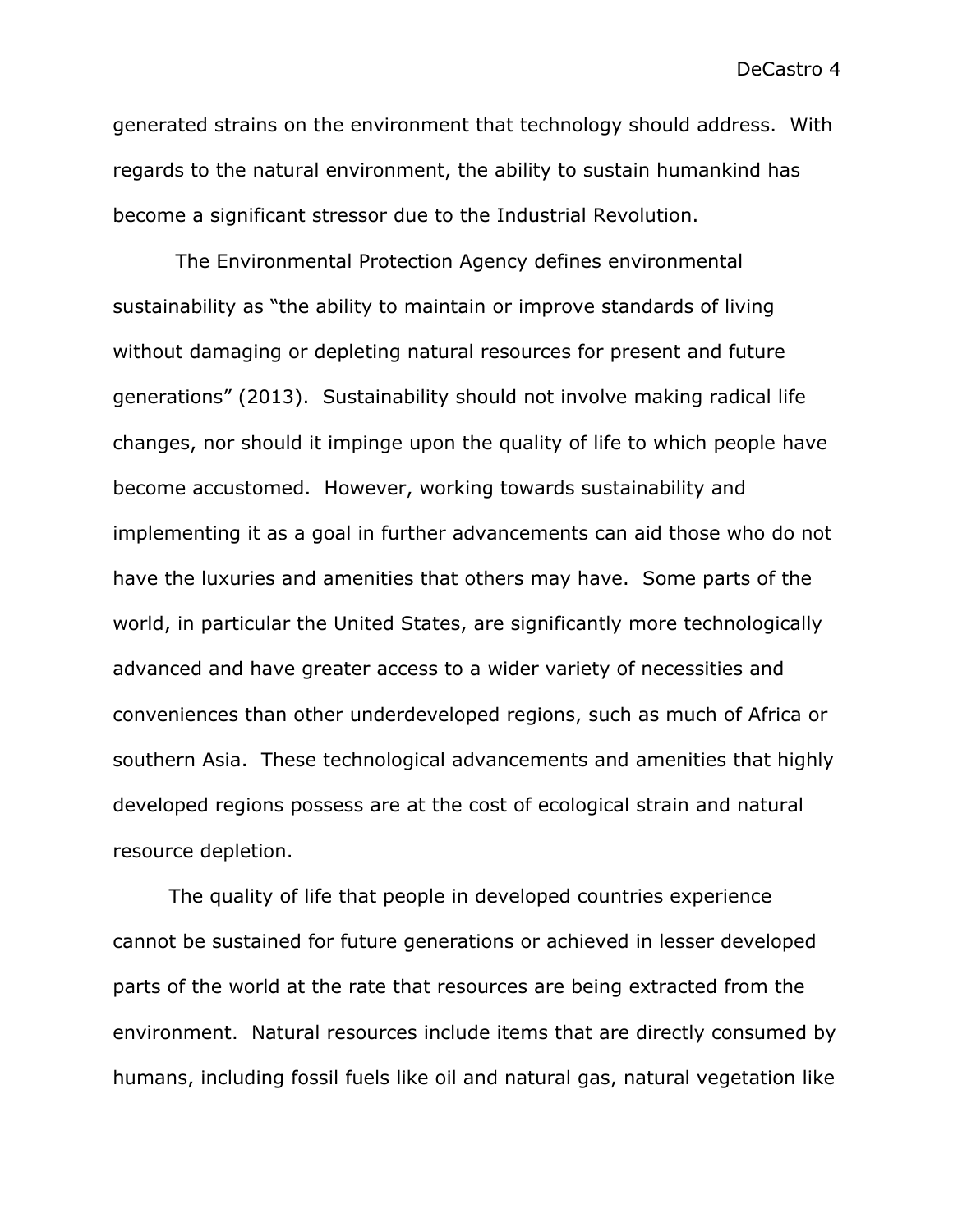generated strains on the environment that technology should address. With regards to the natural environment, the ability to sustain humankind has become a significant stressor due to the Industrial Revolution.

The Environmental Protection Agency defines environmental sustainability as "the ability to maintain or improve standards of living without damaging or depleting natural resources for present and future generations" (2013). Sustainability should not involve making radical life changes, nor should it impinge upon the quality of life to which people have become accustomed. However, working towards sustainability and implementing it as a goal in further advancements can aid those who do not have the luxuries and amenities that others may have. Some parts of the world, in particular the United States, are significantly more technologically advanced and have greater access to a wider variety of necessities and conveniences than other underdeveloped regions, such as much of Africa or southern Asia. These technological advancements and amenities that highly developed regions possess are at the cost of ecological strain and natural resource depletion.

The quality of life that people in developed countries experience cannot be sustained for future generations or achieved in lesser developed parts of the world at the rate that resources are being extracted from the environment. Natural resources include items that are directly consumed by humans, including fossil fuels like oil and natural gas, natural vegetation like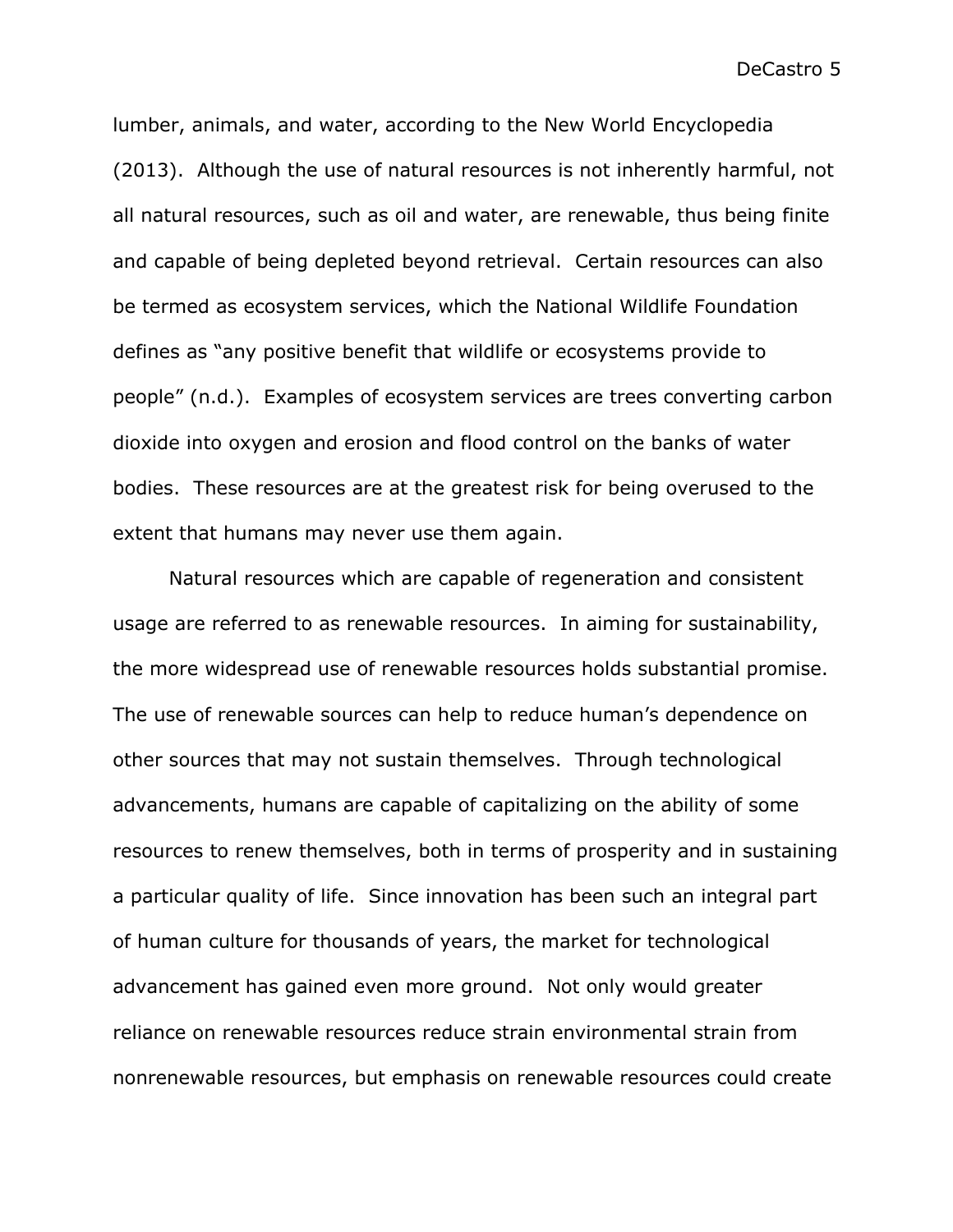lumber, animals, and water, according to the New World Encyclopedia (2013). Although the use of natural resources is not inherently harmful, not all natural resources, such as oil and water, are renewable, thus being finite and capable of being depleted beyond retrieval. Certain resources can also be termed as ecosystem services, which the National Wildlife Foundation defines as "any positive benefit that wildlife or ecosystems provide to people" (n.d.). Examples of ecosystem services are trees converting carbon dioxide into oxygen and erosion and flood control on the banks of water bodies. These resources are at the greatest risk for being overused to the extent that humans may never use them again.

Natural resources which are capable of regeneration and consistent usage are referred to as renewable resources. In aiming for sustainability, the more widespread use of renewable resources holds substantial promise. The use of renewable sources can help to reduce human's dependence on other sources that may not sustain themselves. Through technological advancements, humans are capable of capitalizing on the ability of some resources to renew themselves, both in terms of prosperity and in sustaining a particular quality of life. Since innovation has been such an integral part of human culture for thousands of years, the market for technological advancement has gained even more ground. Not only would greater reliance on renewable resources reduce strain environmental strain from nonrenewable resources, but emphasis on renewable resources could create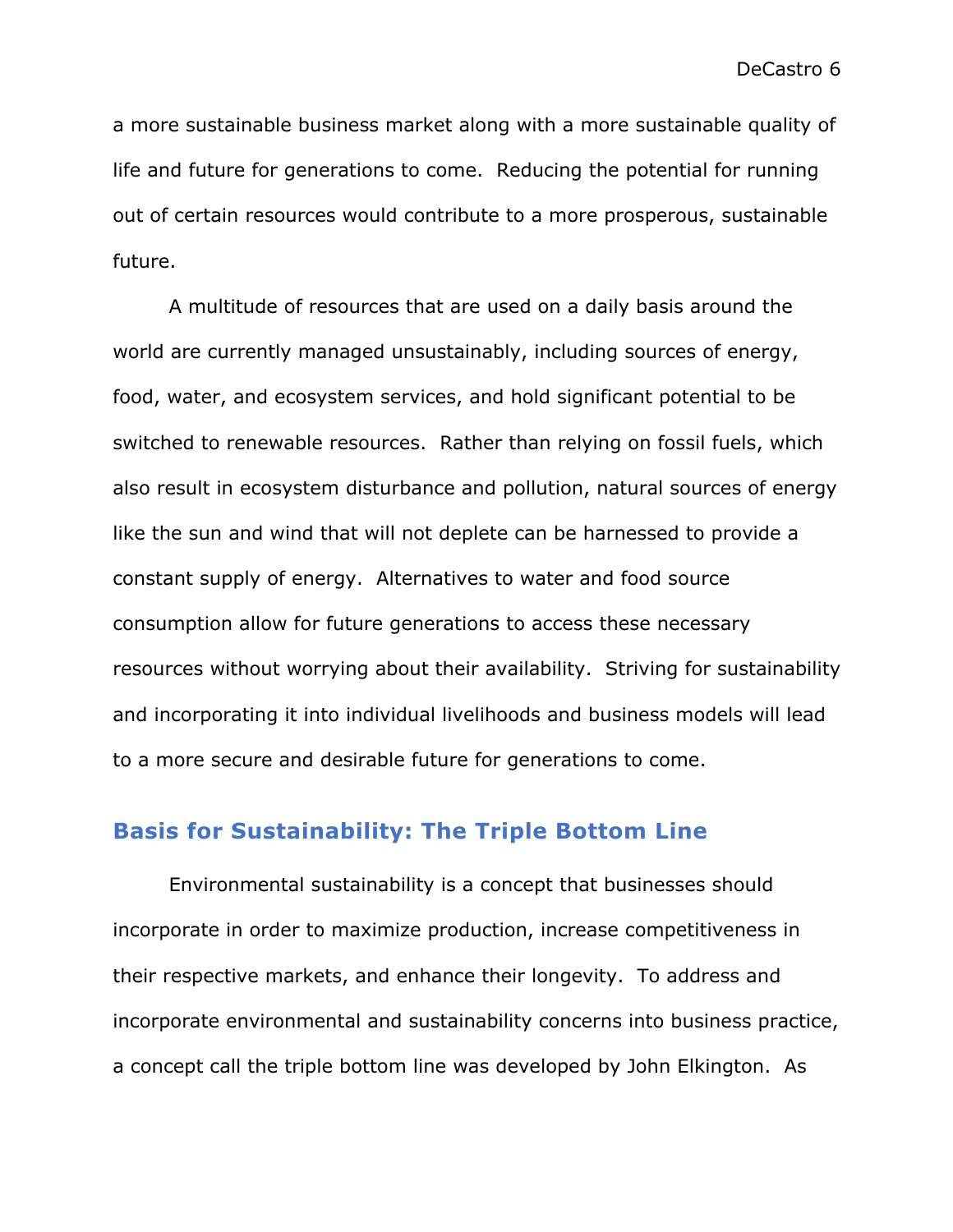a more sustainable business market along with a more sustainable quality of life and future for generations to come.  Reducing the potential for running out of certain resources would contribute to a more prosperous, sustainable future.

A multitude of resources that are used on a daily basis around the world are currently managed unsustainably, including sources of energy, food, water, and ecosystem services, and hold significant potential to be switched to renewable resources.  Rather than relying on fossil fuels, which also result in ecosystem disturbance and pollution, natural sources of energy like the sun and wind that will not deplete can be harnessed to provide a constant supply of energy.  Alternatives to water and food source consumption allow for future generations to access these necessary resources without worrying about their availability.  Striving for sustainability and incorporating it into individual livelihoods and business models will lead to a more secure and desirable future for generations to come.

## Basis for Sustainability: The Triple Bottom Line

Environmental sustainability is a concept that businesses should incorporate in order to maximize production, increase competitiveness in their respective markets, and enhance their longevity.  To address and incorporate environmental and sustainability concerns into business practice, a concept call the triple bottom line was developed by John Elkington.  As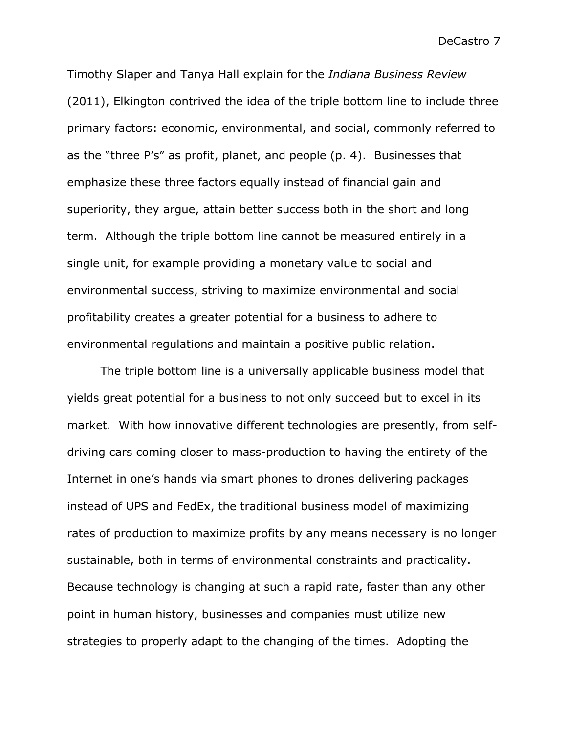Timothy Slaper and Tanya Hall explain for the *Indiana Business Review* (2011), Elkington contrived the idea of the triple bottom line to include three primary factors: economic, environmental, and social, commonly referred to as the "three P's" as profit, planet, and people (p. 4). Businesses that emphasize these three factors equally instead of financial gain and superiority, they argue, attain better success both in the short and long term. Although the triple bottom line cannot be measured entirely in a single unit, for example providing a monetary value to social and environmental success, striving to maximize environmental and social profitability creates a greater potential for a business to adhere to environmental regulations and maintain a positive public relation.

The triple bottom line is a universally applicable business model that yields great potential for a business to not only succeed but to excel in its market. With how innovative different technologies are presently, from self-driving cars coming closer to mass-production to having the entirety of the Internet in one's hands via smart phones to drones delivering packages instead of UPS and FedEx, the traditional business model of maximizing rates of production to maximize profits by any means necessary is no longer sustainable, both in terms of environmental constraints and practicality. Because technology is changing at such a rapid rate, faster than any other point in human history, businesses and companies must utilize new strategies to properly adapt to the changing of the times. Adopting the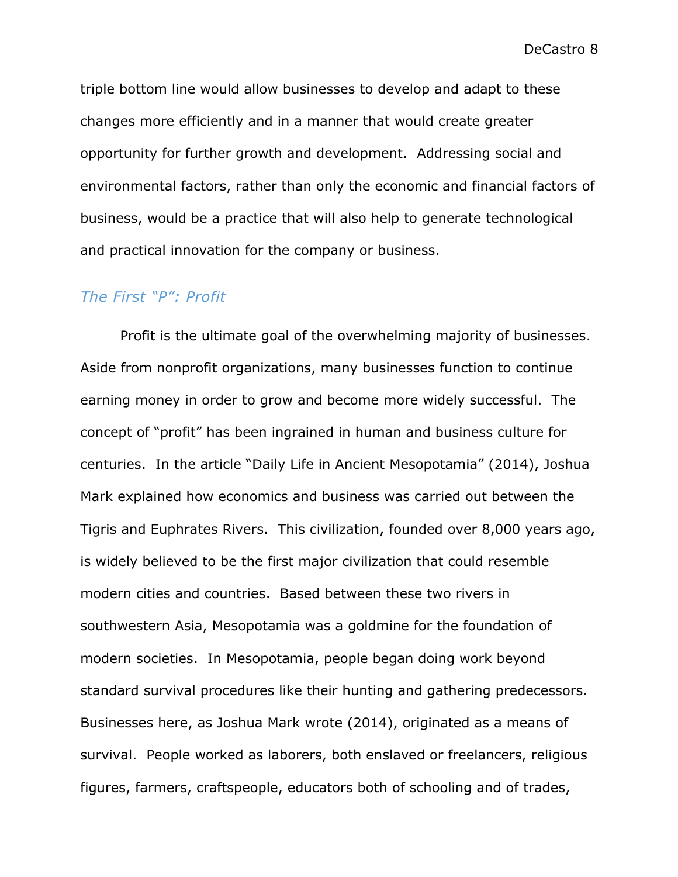triple bottom line would allow businesses to develop and adapt to these changes more efficiently and in a manner that would create greater opportunity for further growth and development. Addressing social and environmental factors, rather than only the economic and financial factors of business, would be a practice that will also help to generate technological and practical innovation for the company or business.

### *The First "P": Profit*

Profit is the ultimate goal of the overwhelming majority of businesses. Aside from nonprofit organizations, many businesses function to continue earning money in order to grow and become more widely successful. The concept of "profit" has been ingrained in human and business culture for centuries. In the article "Daily Life in Ancient Mesopotamia" (2014), Joshua Mark explained how economics and business was carried out between the Tigris and Euphrates Rivers. This civilization, founded over 8,000 years ago, is widely believed to be the first major civilization that could resemble modern cities and countries. Based between these two rivers in southwestern Asia, Mesopotamia was a goldmine for the foundation of modern societies. In Mesopotamia, people began doing work beyond standard survival procedures like their hunting and gathering predecessors. Businesses here, as Joshua Mark wrote (2014), originated as a means of survival. People worked as laborers, both enslaved or freelancers, religious figures, farmers, craftspeople, educators both of schooling and of trades,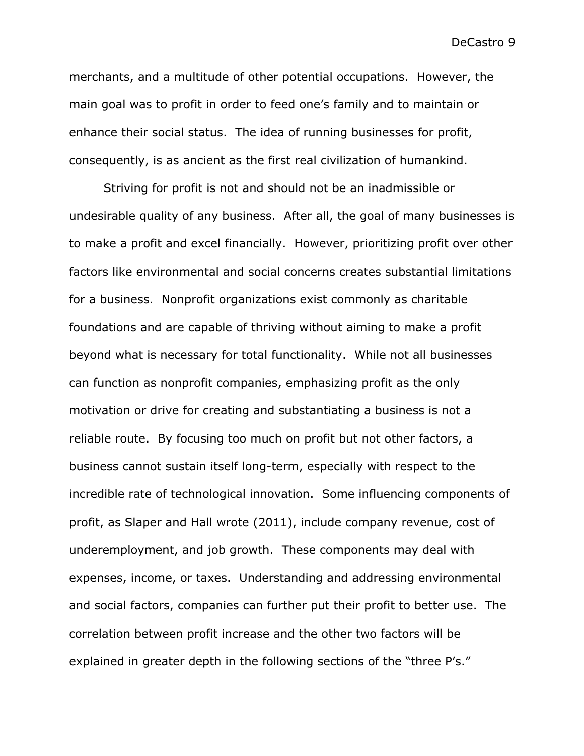merchants, and a multitude of other potential occupations. However, the main goal was to profit in order to feed one's family and to maintain or enhance their social status. The idea of running businesses for profit, consequently, is as ancient as the first real civilization of humankind.

Striving for profit is not and should not be an inadmissible or undesirable quality of any business. After all, the goal of many businesses is to make a profit and excel financially. However, prioritizing profit over other factors like environmental and social concerns creates substantial limitations for a business. Nonprofit organizations exist commonly as charitable foundations and are capable of thriving without aiming to make a profit beyond what is necessary for total functionality. While not all businesses can function as nonprofit companies, emphasizing profit as the only motivation or drive for creating and substantiating a business is not a reliable route. By focusing too much on profit but not other factors, a business cannot sustain itself long-term, especially with respect to the incredible rate of technological innovation. Some influencing components of profit, as Slaper and Hall wrote (2011), include company revenue, cost of underemployment, and job growth. These components may deal with expenses, income, or taxes. Understanding and addressing environmental and social factors, companies can further put their profit to better use. The correlation between profit increase and the other two factors will be explained in greater depth in the following sections of the "three P's."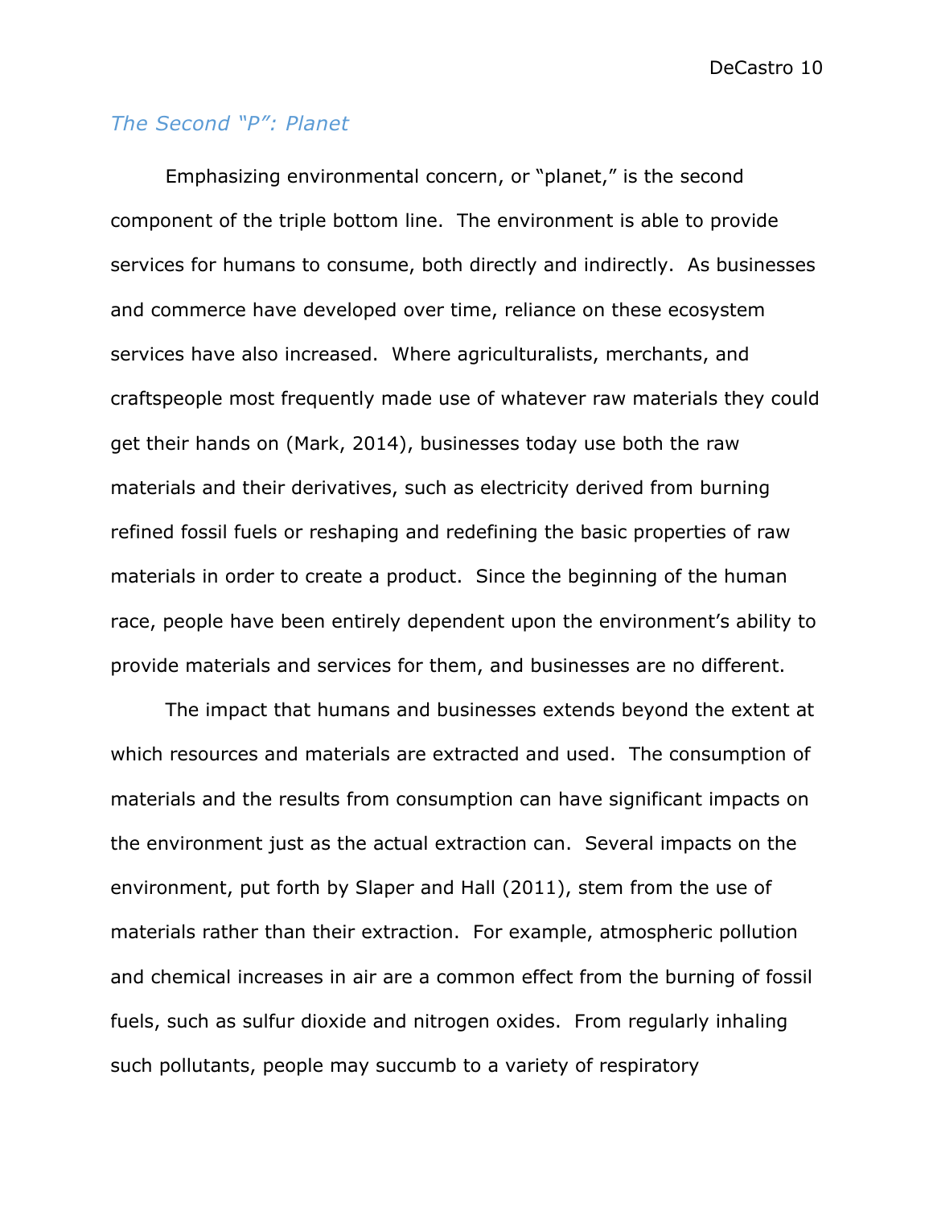### *The Second "P": Planet*

Emphasizing environmental concern, or "planet," is the second component of the triple bottom line. The environment is able to provide services for humans to consume, both directly and indirectly. As businesses and commerce have developed over time, reliance on these ecosystem services have also increased. Where agriculturalists, merchants, and craftspeople most frequently made use of whatever raw materials they could get their hands on (Mark, 2014), businesses today use both the raw materials and their derivatives, such as electricity derived from burning refined fossil fuels or reshaping and redefining the basic properties of raw materials in order to create a product. Since the beginning of the human race, people have been entirely dependent upon the environment's ability to provide materials and services for them, and businesses are no different.

The impact that humans and businesses extends beyond the extent at which resources and materials are extracted and used. The consumption of materials and the results from consumption can have significant impacts on the environment just as the actual extraction can. Several impacts on the environment, put forth by Slaper and Hall (2011), stem from the use of materials rather than their extraction. For example, atmospheric pollution and chemical increases in air are a common effect from the burning of fossil fuels, such as sulfur dioxide and nitrogen oxides. From regularly inhaling such pollutants, people may succumb to a variety of respiratory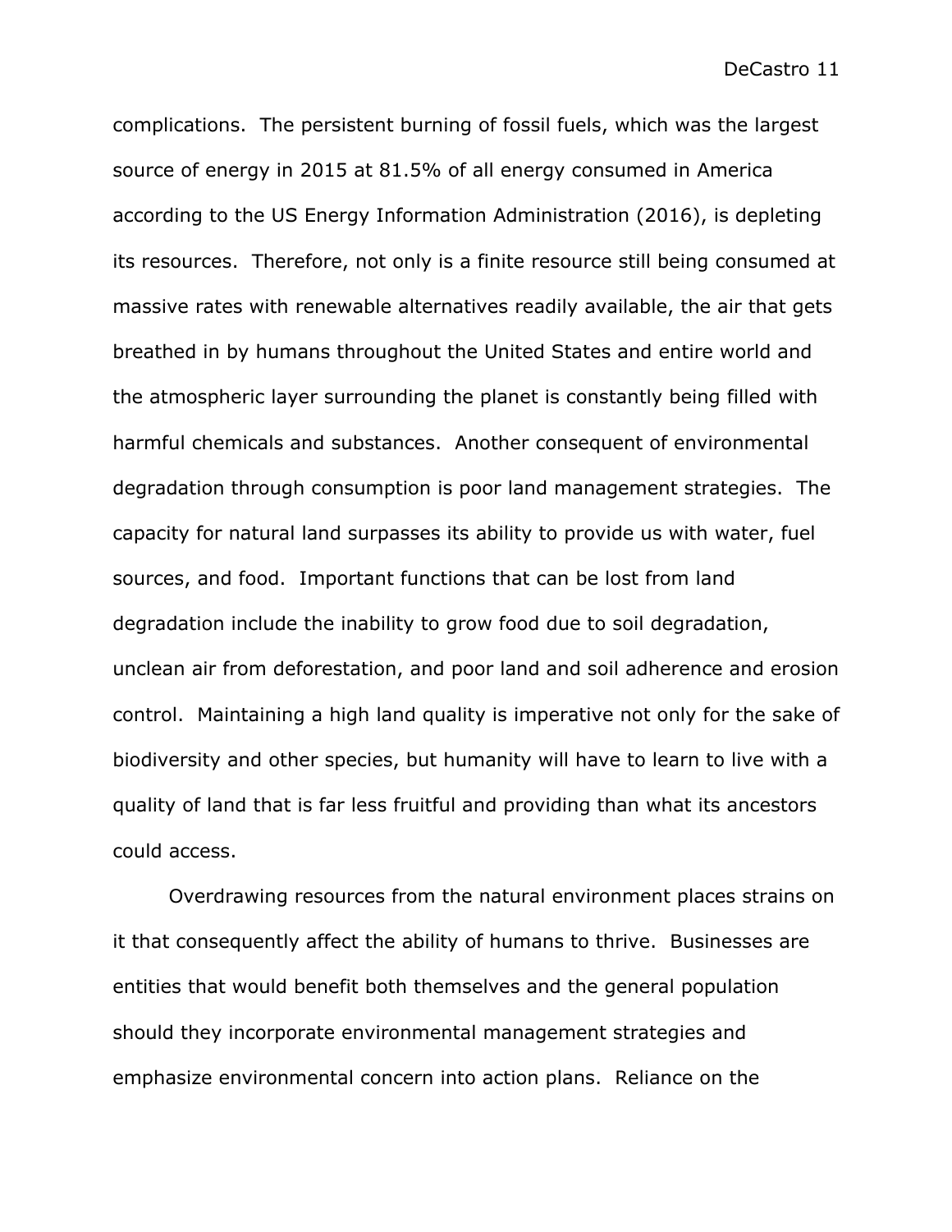complications.  The persistent burning of fossil fuels, which was the largest source of energy in 2015 at 81.5% of all energy consumed in America according to the US Energy Information Administration (2016), is depleting its resources.  Therefore, not only is a finite resource still being consumed at massive rates with renewable alternatives readily available, the air that gets breathed in by humans throughout the United States and entire world and the atmospheric layer surrounding the planet is constantly being filled with harmful chemicals and substances.  Another consequent of environmental degradation through consumption is poor land management strategies.  The capacity for natural land surpasses its ability to provide us with water, fuel sources, and food.  Important functions that can be lost from land degradation include the inability to grow food due to soil degradation, unclean air from deforestation, and poor land and soil adherence and erosion control.  Maintaining a high land quality is imperative not only for the sake of biodiversity and other species, but humanity will have to learn to live with a quality of land that is far less fruitful and providing than what its ancestors could access.

Overdrawing resources from the natural environment places strains on it that consequently affect the ability of humans to thrive.  Businesses are entities that would benefit both themselves and the general population should they incorporate environmental management strategies and emphasize environmental concern into action plans.  Reliance on the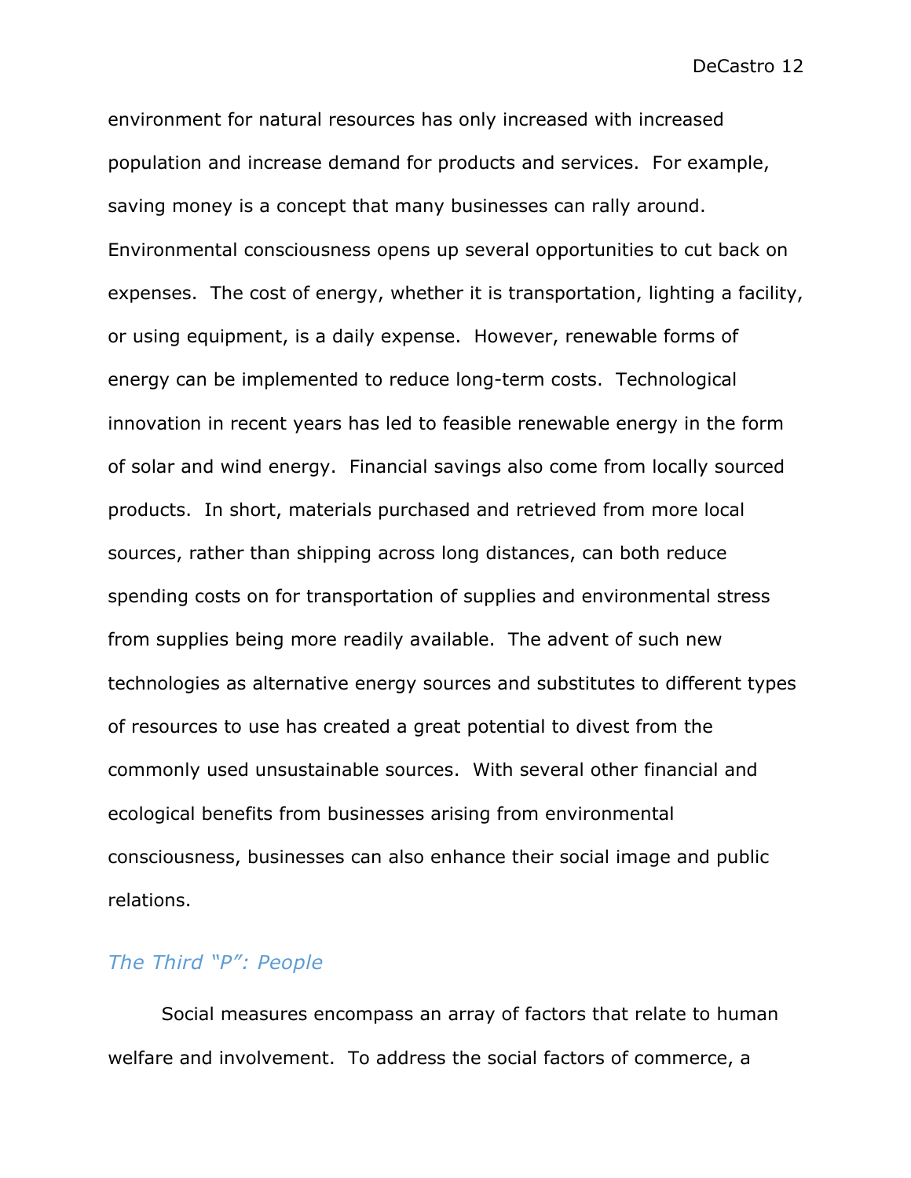environment for natural resources has only increased with increased population and increase demand for products and services. For example, saving money is a concept that many businesses can rally around. Environmental consciousness opens up several opportunities to cut back on expenses. The cost of energy, whether it is transportation, lighting a facility, or using equipment, is a daily expense. However, renewable forms of energy can be implemented to reduce long-term costs. Technological innovation in recent years has led to feasible renewable energy in the form of solar and wind energy. Financial savings also come from locally sourced products. In short, materials purchased and retrieved from more local sources, rather than shipping across long distances, can both reduce spending costs on for transportation of supplies and environmental stress from supplies being more readily available. The advent of such new technologies as alternative energy sources and substitutes to different types of resources to use has created a great potential to divest from the commonly used unsustainable sources. With several other financial and ecological benefits from businesses arising from environmental consciousness, businesses can also enhance their social image and public relations.

## *The Third "P": People*

Social measures encompass an array of factors that relate to human welfare and involvement. To address the social factors of commerce, a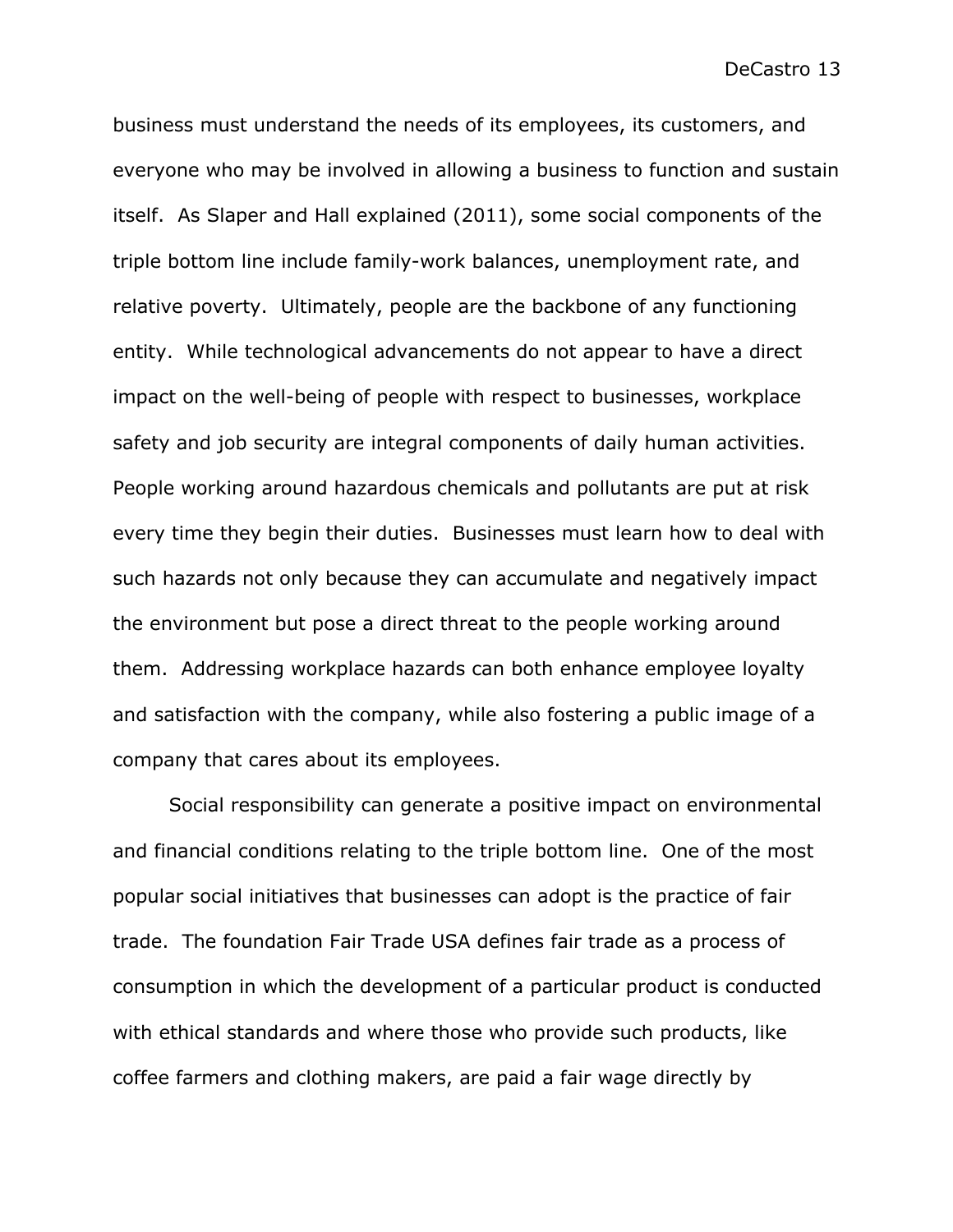business must understand the needs of its employees, its customers, and everyone who may be involved in allowing a business to function and sustain itself. As Slaper and Hall explained (2011), some social components of the triple bottom line include family-work balances, unemployment rate, and relative poverty. Ultimately, people are the backbone of any functioning entity. While technological advancements do not appear to have a direct impact on the well-being of people with respect to businesses, workplace safety and job security are integral components of daily human activities. People working around hazardous chemicals and pollutants are put at risk every time they begin their duties. Businesses must learn how to deal with such hazards not only because they can accumulate and negatively impact the environment but pose a direct threat to the people working around them. Addressing workplace hazards can both enhance employee loyalty and satisfaction with the company, while also fostering a public image of a company that cares about its employees.

Social responsibility can generate a positive impact on environmental and financial conditions relating to the triple bottom line. One of the most popular social initiatives that businesses can adopt is the practice of fair trade. The foundation Fair Trade USA defines fair trade as a process of consumption in which the development of a particular product is conducted with ethical standards and where those who provide such products, like coffee farmers and clothing makers, are paid a fair wage directly by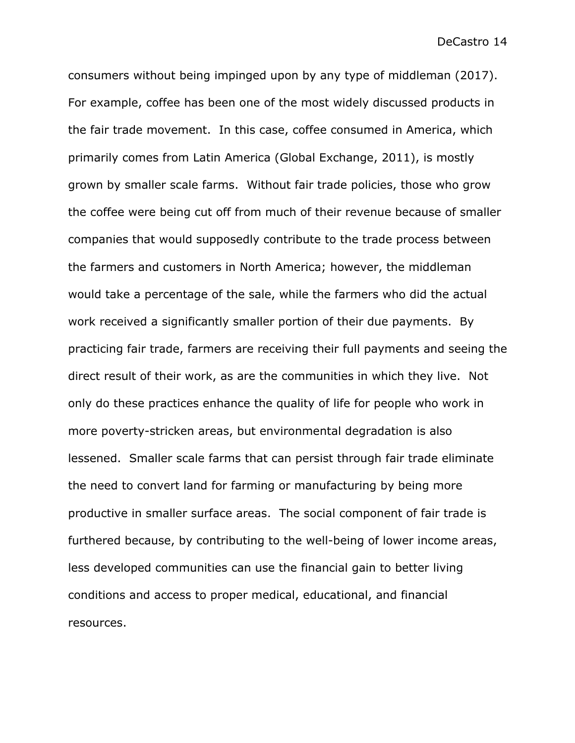consumers without being impinged upon by any type of middleman (2017). For example, coffee has been one of the most widely discussed products in the fair trade movement. In this case, coffee consumed in America, which primarily comes from Latin America (Global Exchange, 2011), is mostly grown by smaller scale farms. Without fair trade policies, those who grow the coffee were being cut off from much of their revenue because of smaller companies that would supposedly contribute to the trade process between the farmers and customers in North America; however, the middleman would take a percentage of the sale, while the farmers who did the actual work received a significantly smaller portion of their due payments. By practicing fair trade, farmers are receiving their full payments and seeing the direct result of their work, as are the communities in which they live. Not only do these practices enhance the quality of life for people who work in more poverty-stricken areas, but environmental degradation is also lessened. Smaller scale farms that can persist through fair trade eliminate the need to convert land for farming or manufacturing by being more productive in smaller surface areas. The social component of fair trade is furthered because, by contributing to the well-being of lower income areas, less developed communities can use the financial gain to better living conditions and access to proper medical, educational, and financial resources.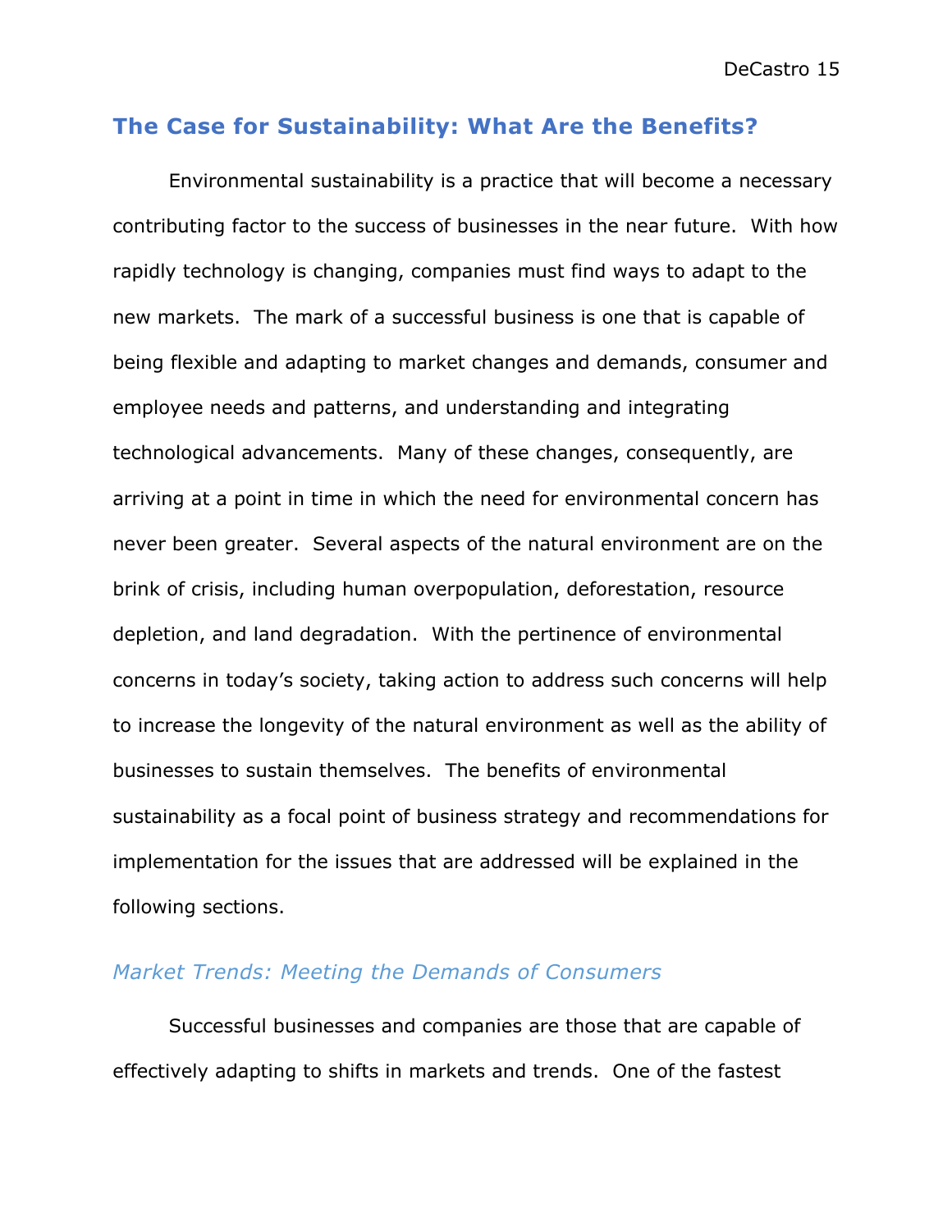## The Case for Sustainability: What Are the Benefits?

Environmental sustainability is a practice that will become a necessary contributing factor to the success of businesses in the near future. With how rapidly technology is changing, companies must find ways to adapt to the new markets. The mark of a successful business is one that is capable of being flexible and adapting to market changes and demands, consumer and employee needs and patterns, and understanding and integrating technological advancements. Many of these changes, consequently, are arriving at a point in time in which the need for environmental concern has never been greater. Several aspects of the natural environment are on the brink of crisis, including human overpopulation, deforestation, resource depletion, and land degradation. With the pertinence of environmental concerns in today's society, taking action to address such concerns will help to increase the longevity of the natural environment as well as the ability of businesses to sustain themselves. The benefits of environmental sustainability as a focal point of business strategy and recommendations for implementation for the issues that are addressed will be explained in the following sections.

### *Market Trends: Meeting the Demands of Consumers*

Successful businesses and companies are those that are capable of effectively adapting to shifts in markets and trends. One of the fastest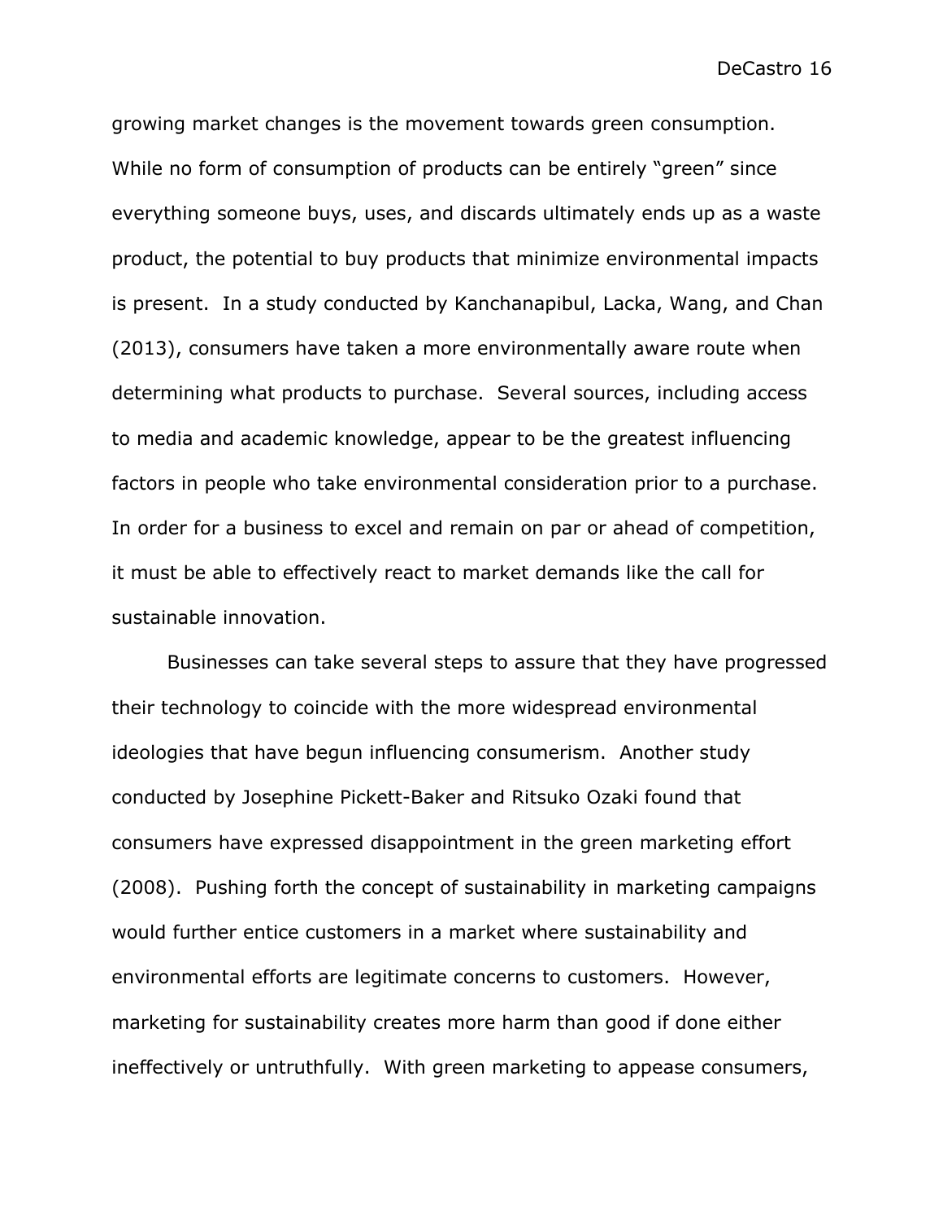growing market changes is the movement towards green consumption. While no form of consumption of products can be entirely "green" since everything someone buys, uses, and discards ultimately ends up as a waste product, the potential to buy products that minimize environmental impacts is present. In a study conducted by Kanchanapibul, Lacka, Wang, and Chan (2013), consumers have taken a more environmentally aware route when determining what products to purchase. Several sources, including access to media and academic knowledge, appear to be the greatest influencing factors in people who take environmental consideration prior to a purchase. In order for a business to excel and remain on par or ahead of competition, it must be able to effectively react to market demands like the call for sustainable innovation.

Businesses can take several steps to assure that they have progressed their technology to coincide with the more widespread environmental ideologies that have begun influencing consumerism. Another study conducted by Josephine Pickett-Baker and Ritsuko Ozaki found that consumers have expressed disappointment in the green marketing effort (2008). Pushing forth the concept of sustainability in marketing campaigns would further entice customers in a market where sustainability and environmental efforts are legitimate concerns to customers. However, marketing for sustainability creates more harm than good if done either ineffectively or untruthfully. With green marketing to appease consumers,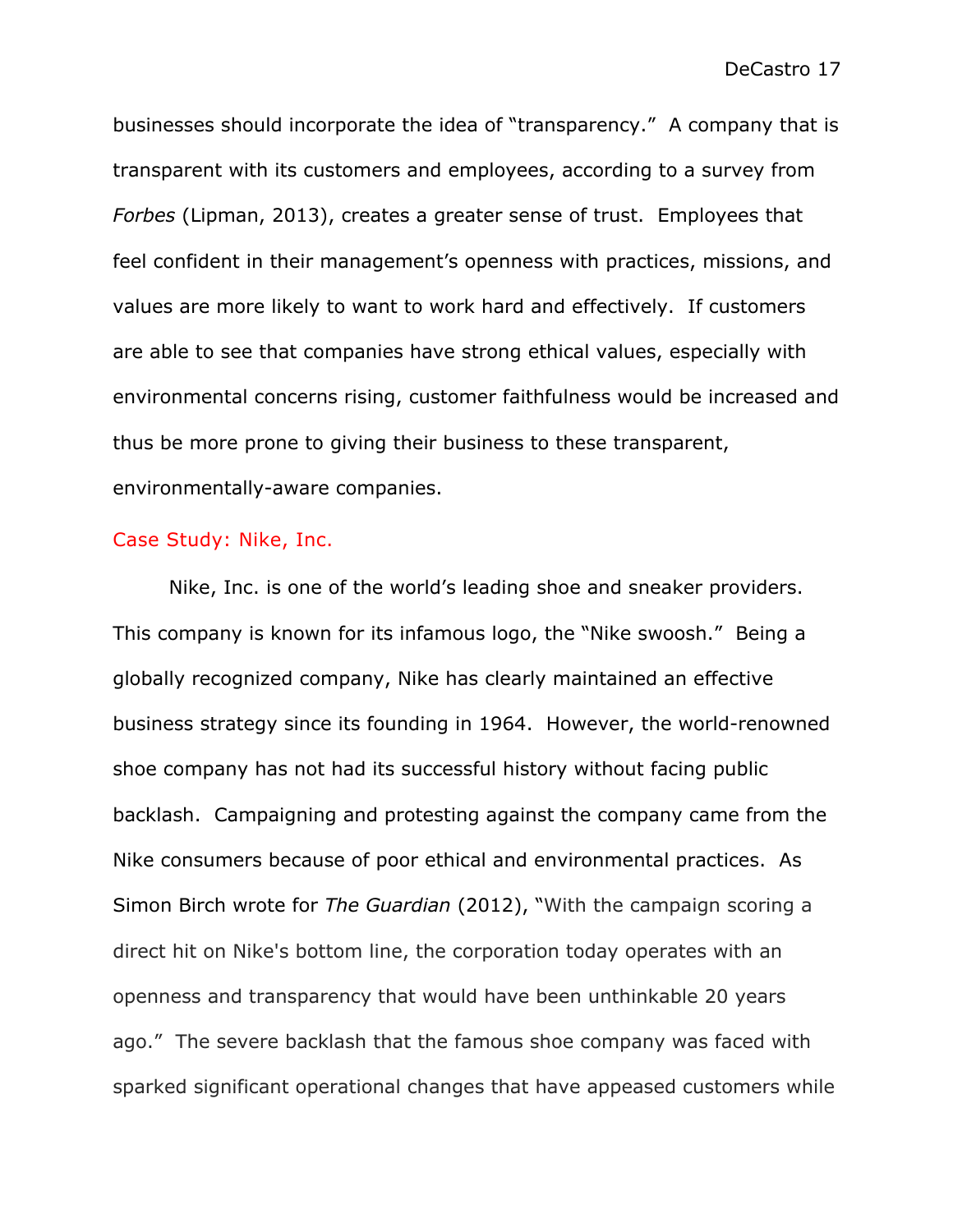businesses should incorporate the idea of "transparency." A company that is transparent with its customers and employees, according to a survey from *Forbes* (Lipman, 2013), creates a greater sense of trust. Employees that feel confident in their management's openness with practices, missions, and values are more likely to want to work hard and effectively. If customers are able to see that companies have strong ethical values, especially with environmental concerns rising, customer faithfulness would be increased and thus be more prone to giving their business to these transparent, environmentally-aware companies.

## Case Study: Nike, Inc.

Nike, Inc. is one of the world's leading shoe and sneaker providers. This company is known for its infamous logo, the "Nike swoosh." Being a globally recognized company, Nike has clearly maintained an effective business strategy since its founding in 1964. However, the world-renowned shoe company has not had its successful history without facing public backlash. Campaigning and protesting against the company came from the Nike consumers because of poor ethical and environmental practices. As Simon Birch wrote for *The Guardian* (2012), "With the campaign scoring a direct hit on Nike's bottom line, the corporation today operates with an openness and transparency that would have been unthinkable 20 years ago." The severe backlash that the famous shoe company was faced with sparked significant operational changes that have appeased customers while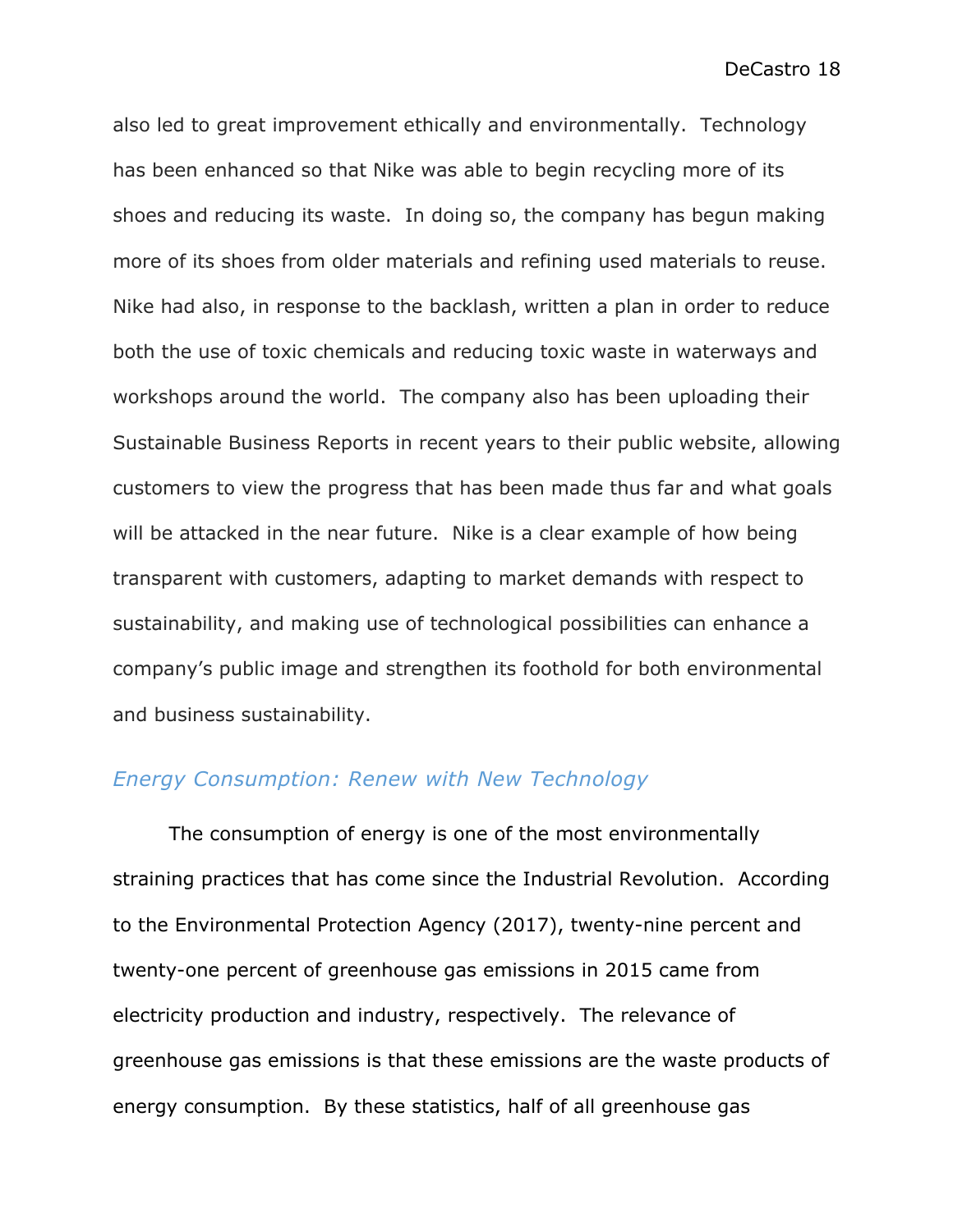also led to great improvement ethically and environmentally. Technology has been enhanced so that Nike was able to begin recycling more of its shoes and reducing its waste. In doing so, the company has begun making more of its shoes from older materials and refining used materials to reuse. Nike had also, in response to the backlash, written a plan in order to reduce both the use of toxic chemicals and reducing toxic waste in waterways and workshops around the world. The company also has been uploading their Sustainable Business Reports in recent years to their public website, allowing customers to view the progress that has been made thus far and what goals will be attacked in the near future. Nike is a clear example of how being transparent with customers, adapting to market demands with respect to sustainability, and making use of technological possibilities can enhance a company's public image and strengthen its foothold for both environmental and business sustainability.

### *Energy Consumption: Renew with New Technology*

The consumption of energy is one of the most environmentally straining practices that has come since the Industrial Revolution. According to the Environmental Protection Agency (2017), twenty-nine percent and twenty-one percent of greenhouse gas emissions in 2015 came from electricity production and industry, respectively. The relevance of greenhouse gas emissions is that these emissions are the waste products of energy consumption. By these statistics, half of all greenhouse gas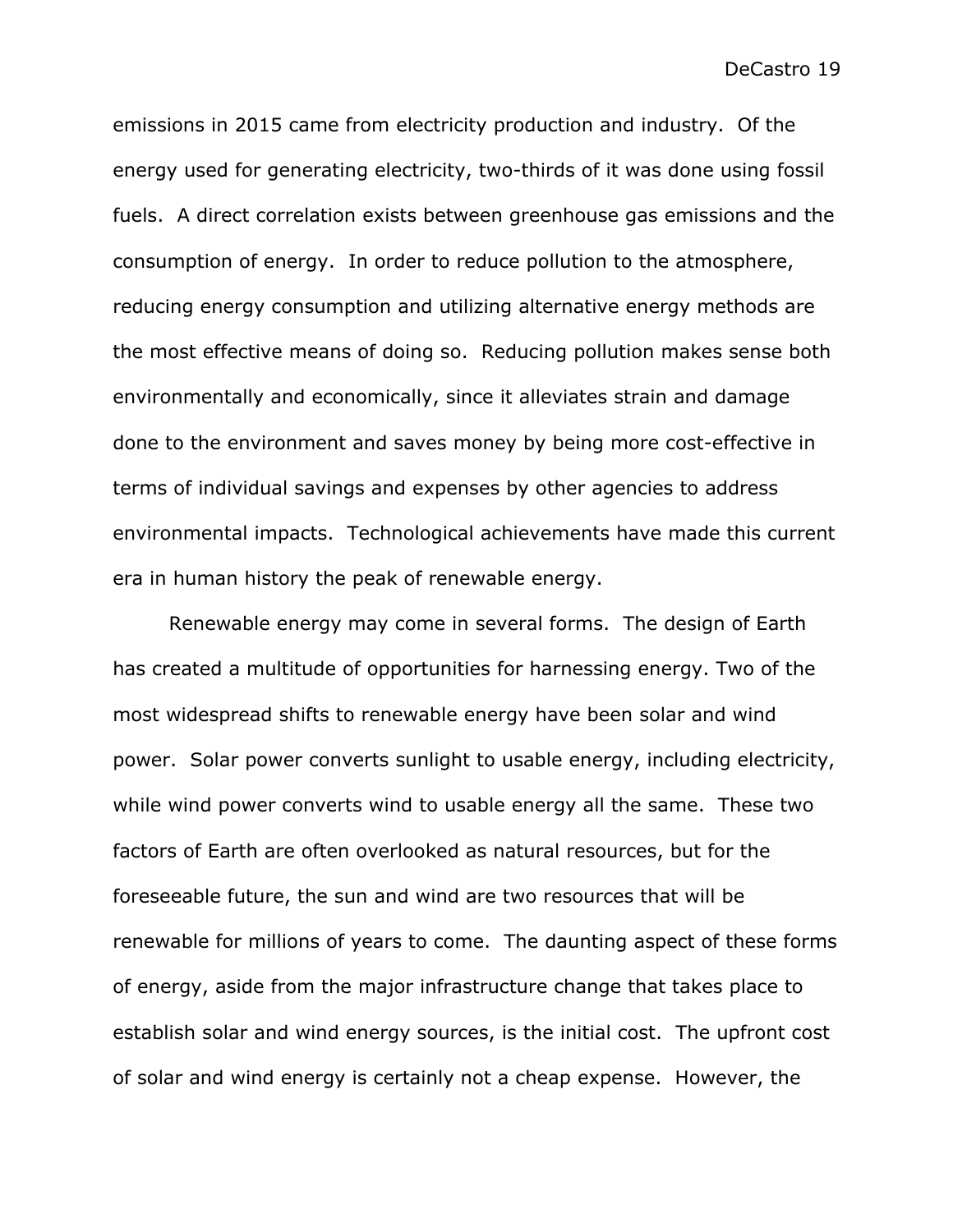emissions in 2015 came from electricity production and industry.  Of the energy used for generating electricity, two-thirds of it was done using fossil fuels.  A direct correlation exists between greenhouse gas emissions and the consumption of energy.  In order to reduce pollution to the atmosphere, reducing energy consumption and utilizing alternative energy methods are the most effective means of doing so.  Reducing pollution makes sense both environmentally and economically, since it alleviates strain and damage done to the environment and saves money by being more cost-effective in terms of individual savings and expenses by other agencies to address environmental impacts.  Technological achievements have made this current era in human history the peak of renewable energy.

Renewable energy may come in several forms.  The design of Earth has created a multitude of opportunities for harnessing energy. Two of the most widespread shifts to renewable energy have been solar and wind power.  Solar power converts sunlight to usable energy, including electricity, while wind power converts wind to usable energy all the same.  These two factors of Earth are often overlooked as natural resources, but for the foreseeable future, the sun and wind are two resources that will be renewable for millions of years to come.  The daunting aspect of these forms of energy, aside from the major infrastructure change that takes place to establish solar and wind energy sources, is the initial cost.  The upfront cost of solar and wind energy is certainly not a cheap expense.  However, the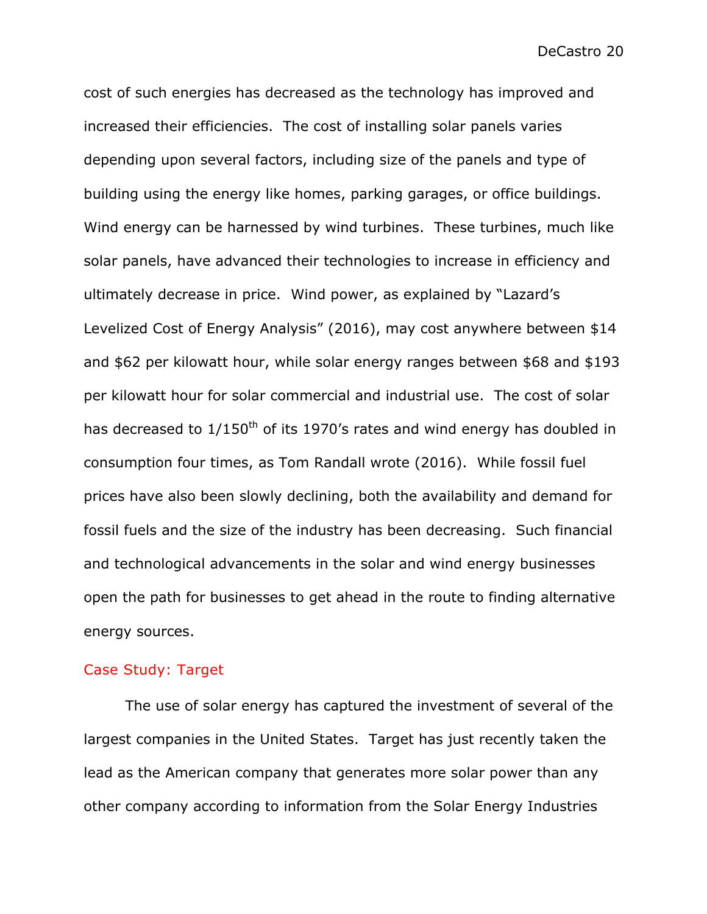cost of such energies has decreased as the technology has improved and increased their efficiencies. The cost of installing solar panels varies depending upon several factors, including size of the panels and type of building using the energy like homes, parking garages, or office buildings. Wind energy can be harnessed by wind turbines. These turbines, much like solar panels, have advanced their technologies to increase in efficiency and ultimately decrease in price. Wind power, as explained by "Lazard's Levelized Cost of Energy Analysis" (2016), may cost anywhere between $14 and $62 per kilowatt hour, while solar energy ranges between $68 and $193 per kilowatt hour for solar commercial and industrial use. The cost of solar has decreased to 1/150$^{th}$ of its 1970's rates and wind energy has doubled in consumption four times, as Tom Randall wrote (2016). While fossil fuel prices have also been slowly declining, both the availability and demand for fossil fuels and the size of the industry has been decreasing. Such financial and technological advancements in the solar and wind energy businesses open the path for businesses to get ahead in the route to finding alternative energy sources.

## Case Study: Target

The use of solar energy has captured the investment of several of the largest companies in the United States. Target has just recently taken the lead as the American company that generates more solar power than any other company according to information from the Solar Energy Industries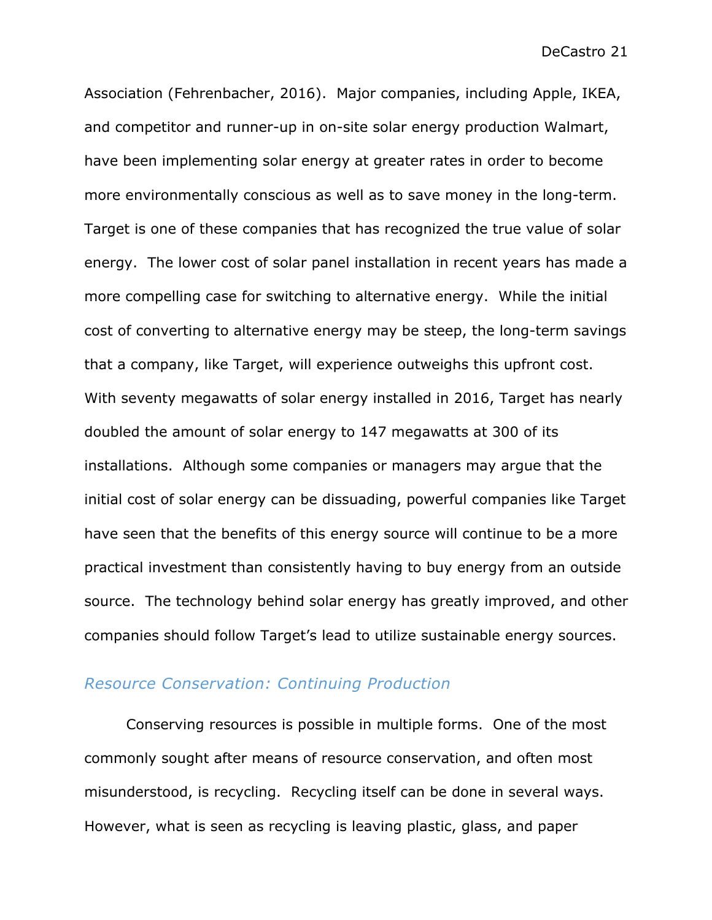Association (Fehrenbacher, 2016). Major companies, including Apple, IKEA, and competitor and runner-up in on-site solar energy production Walmart, have been implementing solar energy at greater rates in order to become more environmentally conscious as well as to save money in the long-term. Target is one of these companies that has recognized the true value of solar energy. The lower cost of solar panel installation in recent years has made a more compelling case for switching to alternative energy. While the initial cost of converting to alternative energy may be steep, the long-term savings that a company, like Target, will experience outweighs this upfront cost. With seventy megawatts of solar energy installed in 2016, Target has nearly doubled the amount of solar energy to 147 megawatts at 300 of its installations. Although some companies or managers may argue that the initial cost of solar energy can be dissuading, powerful companies like Target have seen that the benefits of this energy source will continue to be a more practical investment than consistently having to buy energy from an outside source. The technology behind solar energy has greatly improved, and other companies should follow Target's lead to utilize sustainable energy sources.

### *Resource Conservation: Continuing Production*

Conserving resources is possible in multiple forms. One of the most commonly sought after means of resource conservation, and often most misunderstood, is recycling. Recycling itself can be done in several ways. However, what is seen as recycling is leaving plastic, glass, and paper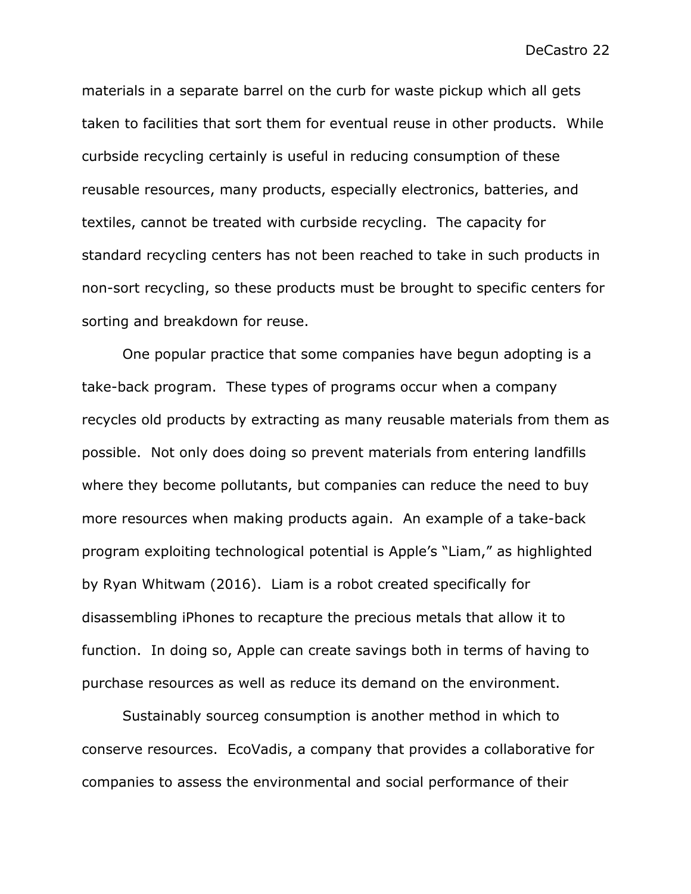materials in a separate barrel on the curb for waste pickup which all gets taken to facilities that sort them for eventual reuse in other products. While curbside recycling certainly is useful in reducing consumption of these reusable resources, many products, especially electronics, batteries, and textiles, cannot be treated with curbside recycling. The capacity for standard recycling centers has not been reached to take in such products in non-sort recycling, so these products must be brought to specific centers for sorting and breakdown for reuse.

One popular practice that some companies have begun adopting is a take-back program. These types of programs occur when a company recycles old products by extracting as many reusable materials from them as possible. Not only does doing so prevent materials from entering landfills where they become pollutants, but companies can reduce the need to buy more resources when making products again. An example of a take-back program exploiting technological potential is Apple's "Liam," as highlighted by Ryan Whitwam (2016). Liam is a robot created specifically for disassembling iPhones to recapture the precious metals that allow it to function. In doing so, Apple can create savings both in terms of having to purchase resources as well as reduce its demand on the environment.

Sustainably sourceg consumption is another method in which to conserve resources. EcoVadis, a company that provides a collaborative for companies to assess the environmental and social performance of their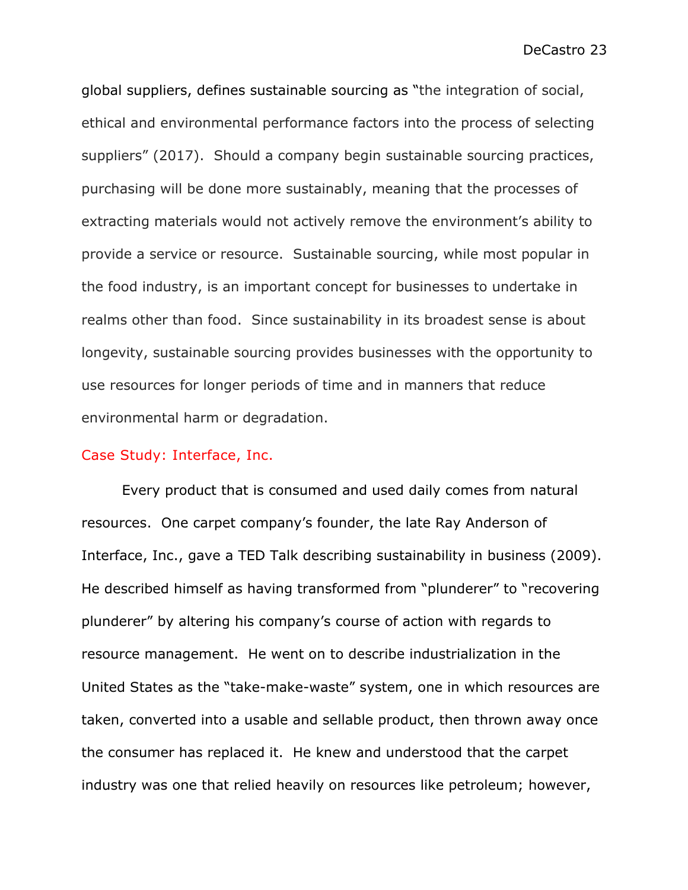global suppliers, defines sustainable sourcing as "the integration of social, ethical and environmental performance factors into the process of selecting suppliers" (2017). Should a company begin sustainable sourcing practices, purchasing will be done more sustainably, meaning that the processes of extracting materials would not actively remove the environment's ability to provide a service or resource. Sustainable sourcing, while most popular in the food industry, is an important concept for businesses to undertake in realms other than food. Since sustainability in its broadest sense is about longevity, sustainable sourcing provides businesses with the opportunity to use resources for longer periods of time and in manners that reduce environmental harm or degradation.

## Case Study: Interface, Inc.

Every product that is consumed and used daily comes from natural resources. One carpet company's founder, the late Ray Anderson of Interface, Inc., gave a TED Talk describing sustainability in business (2009). He described himself as having transformed from "plunderer" to "recovering plunderer" by altering his company's course of action with regards to resource management. He went on to describe industrialization in the United States as the "take-make-waste" system, one in which resources are taken, converted into a usable and sellable product, then thrown away once the consumer has replaced it. He knew and understood that the carpet industry was one that relied heavily on resources like petroleum; however,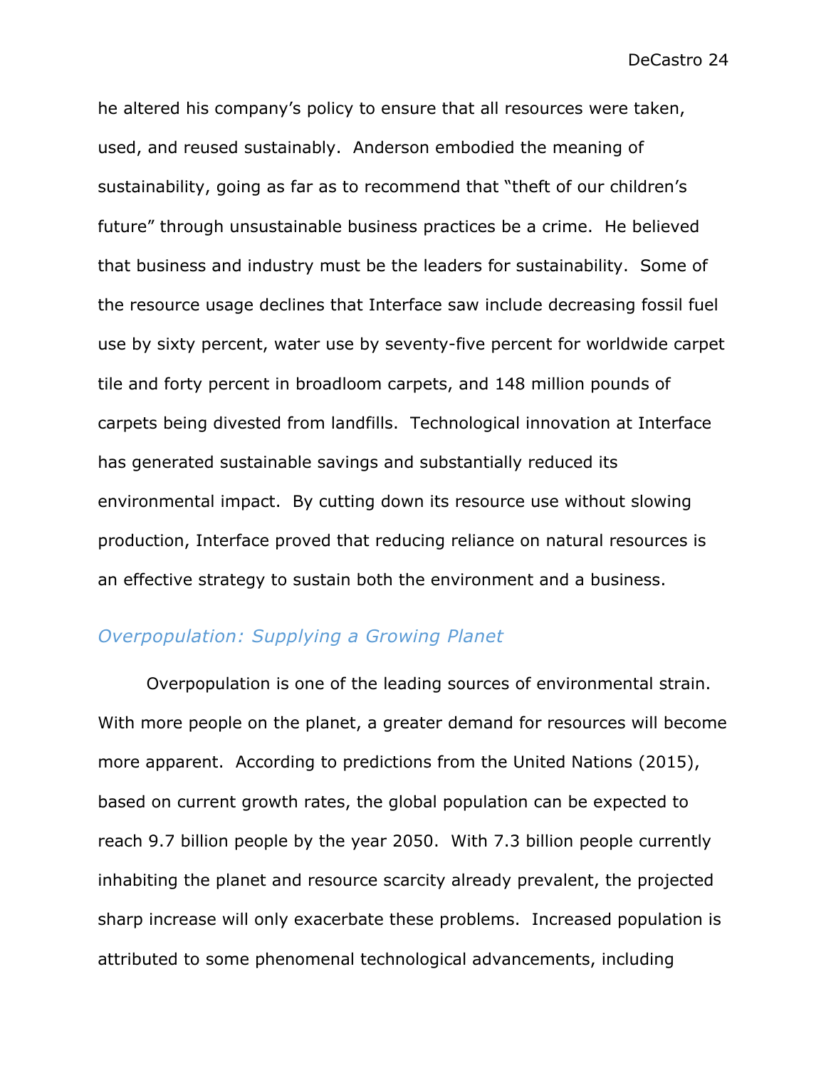he altered his company's policy to ensure that all resources were taken, used, and reused sustainably. Anderson embodied the meaning of sustainability, going as far as to recommend that "theft of our children's future" through unsustainable business practices be a crime. He believed that business and industry must be the leaders for sustainability. Some of the resource usage declines that Interface saw include decreasing fossil fuel use by sixty percent, water use by seventy-five percent for worldwide carpet tile and forty percent in broadloom carpets, and 148 million pounds of carpets being divested from landfills. Technological innovation at Interface has generated sustainable savings and substantially reduced its environmental impact. By cutting down its resource use without slowing production, Interface proved that reducing reliance on natural resources is an effective strategy to sustain both the environment and a business.

### *Overpopulation: Supplying a Growing Planet*

Overpopulation is one of the leading sources of environmental strain. With more people on the planet, a greater demand for resources will become more apparent. According to predictions from the United Nations (2015), based on current growth rates, the global population can be expected to reach 9.7 billion people by the year 2050. With 7.3 billion people currently inhabiting the planet and resource scarcity already prevalent, the projected sharp increase will only exacerbate these problems. Increased population is attributed to some phenomenal technological advancements, including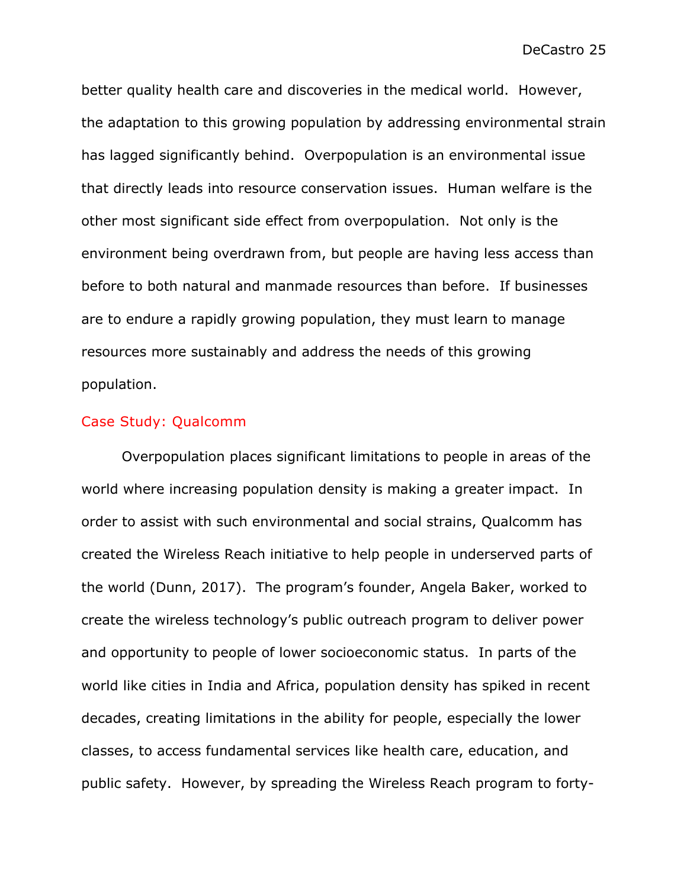better quality health care and discoveries in the medical world. However, the adaptation to this growing population by addressing environmental strain has lagged significantly behind. Overpopulation is an environmental issue that directly leads into resource conservation issues. Human welfare is the other most significant side effect from overpopulation. Not only is the environment being overdrawn from, but people are having less access than before to both natural and manmade resources than before. If businesses are to endure a rapidly growing population, they must learn to manage resources more sustainably and address the needs of this growing population.

## Case Study: Qualcomm

Overpopulation places significant limitations to people in areas of the world where increasing population density is making a greater impact. In order to assist with such environmental and social strains, Qualcomm has created the Wireless Reach initiative to help people in underserved parts of the world (Dunn, 2017). The program's founder, Angela Baker, worked to create the wireless technology's public outreach program to deliver power and opportunity to people of lower socioeconomic status. In parts of the world like cities in India and Africa, population density has spiked in recent decades, creating limitations in the ability for people, especially the lower classes, to access fundamental services like health care, education, and public safety. However, by spreading the Wireless Reach program to forty-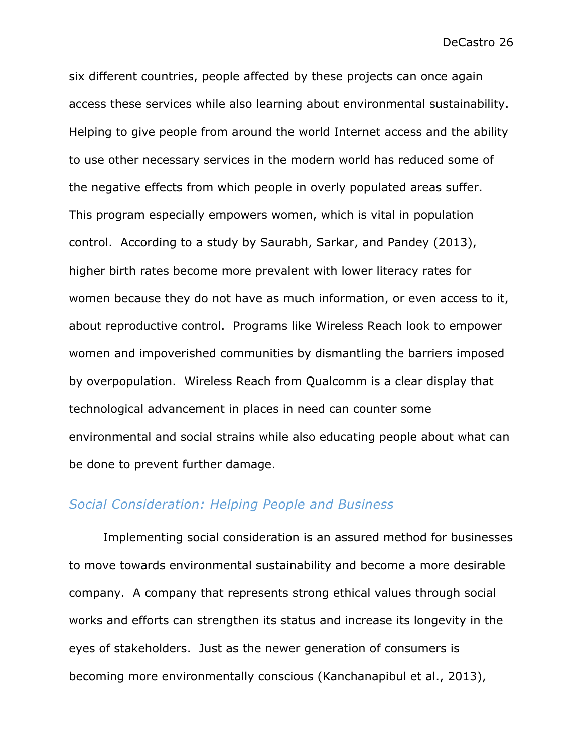six different countries, people affected by these projects can once again access these services while also learning about environmental sustainability. Helping to give people from around the world Internet access and the ability to use other necessary services in the modern world has reduced some of the negative effects from which people in overly populated areas suffer. This program especially empowers women, which is vital in population control. According to a study by Saurabh, Sarkar, and Pandey (2013), higher birth rates become more prevalent with lower literacy rates for women because they do not have as much information, or even access to it, about reproductive control. Programs like Wireless Reach look to empower women and impoverished communities by dismantling the barriers imposed by overpopulation. Wireless Reach from Qualcomm is a clear display that technological advancement in places in need can counter some environmental and social strains while also educating people about what can be done to prevent further damage.

### *Social Consideration: Helping People and Business*

Implementing social consideration is an assured method for businesses to move towards environmental sustainability and become a more desirable company. A company that represents strong ethical values through social works and efforts can strengthen its status and increase its longevity in the eyes of stakeholders. Just as the newer generation of consumers is becoming more environmentally conscious (Kanchanapibul et al., 2013),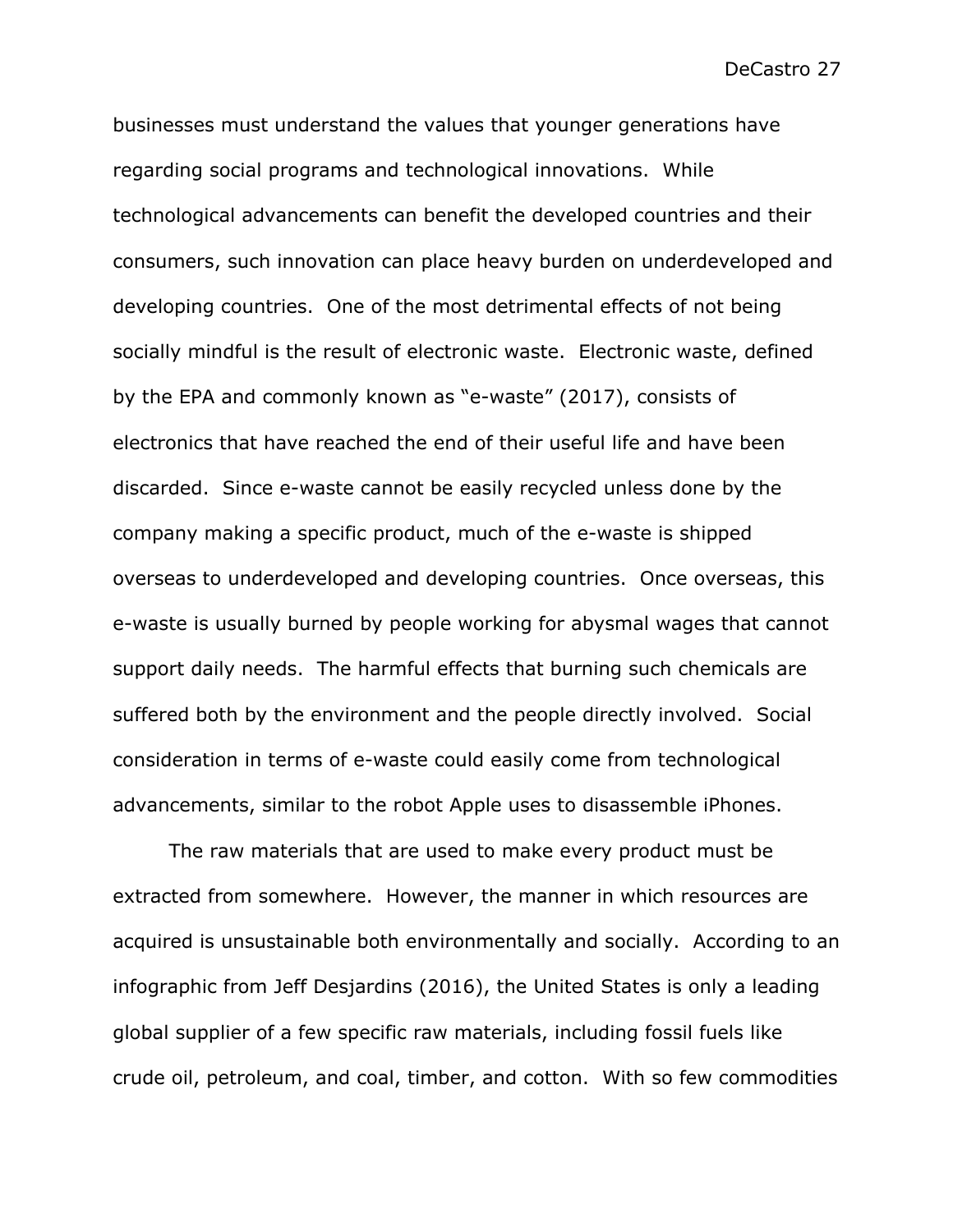businesses must understand the values that younger generations have regarding social programs and technological innovations. While technological advancements can benefit the developed countries and their consumers, such innovation can place heavy burden on underdeveloped and developing countries. One of the most detrimental effects of not being socially mindful is the result of electronic waste. Electronic waste, defined by the EPA and commonly known as "e-waste" (2017), consists of electronics that have reached the end of their useful life and have been discarded. Since e-waste cannot be easily recycled unless done by the company making a specific product, much of the e-waste is shipped overseas to underdeveloped and developing countries. Once overseas, this e-waste is usually burned by people working for abysmal wages that cannot support daily needs. The harmful effects that burning such chemicals are suffered both by the environment and the people directly involved. Social consideration in terms of e-waste could easily come from technological advancements, similar to the robot Apple uses to disassemble iPhones.

The raw materials that are used to make every product must be extracted from somewhere. However, the manner in which resources are acquired is unsustainable both environmentally and socially. According to an infographic from Jeff Desjardins (2016), the United States is only a leading global supplier of a few specific raw materials, including fossil fuels like crude oil, petroleum, and coal, timber, and cotton. With so few commodities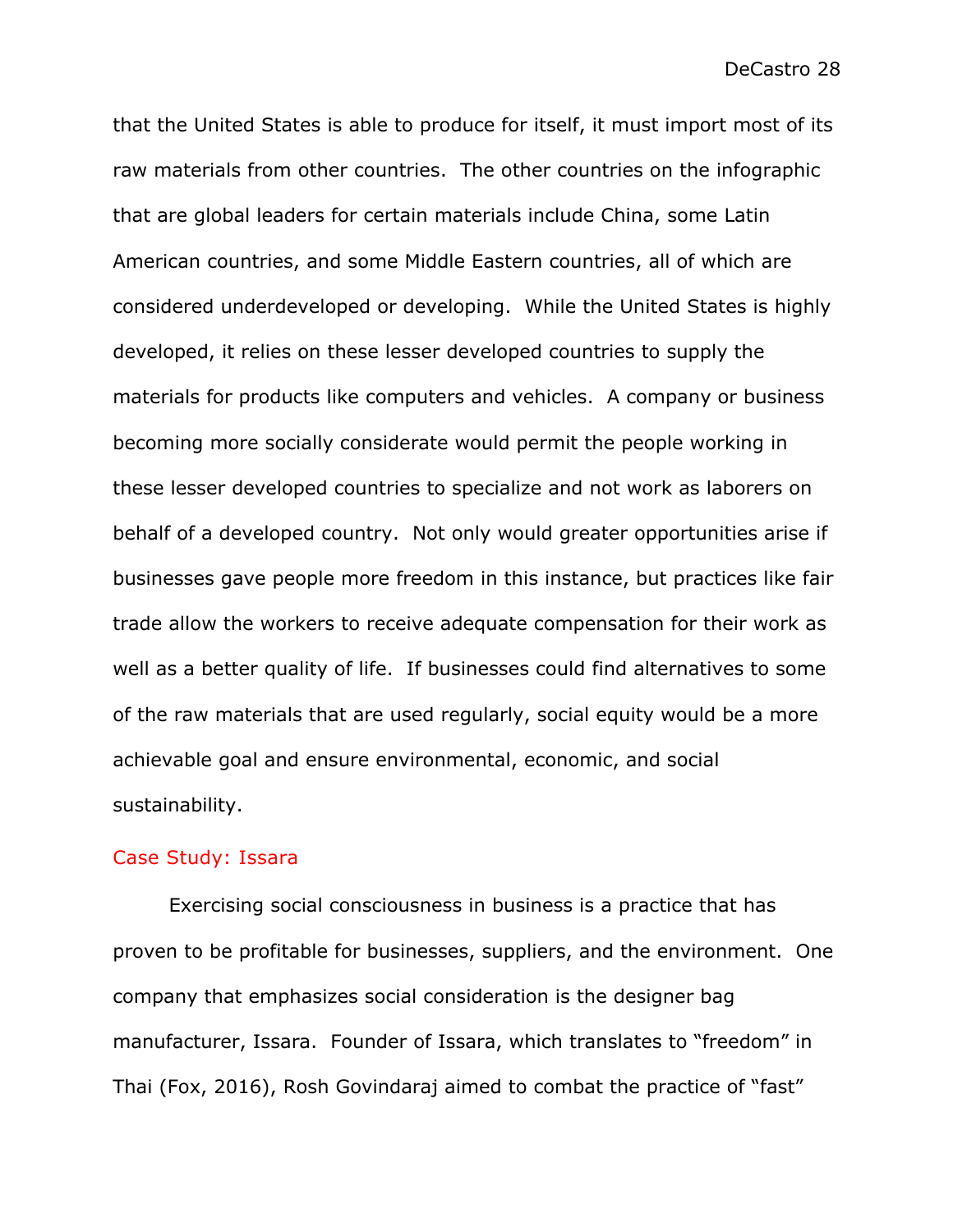that the United States is able to produce for itself, it must import most of its raw materials from other countries. The other countries on the infographic that are global leaders for certain materials include China, some Latin American countries, and some Middle Eastern countries, all of which are considered underdeveloped or developing. While the United States is highly developed, it relies on these lesser developed countries to supply the materials for products like computers and vehicles. A company or business becoming more socially considerate would permit the people working in these lesser developed countries to specialize and not work as laborers on behalf of a developed country. Not only would greater opportunities arise if businesses gave people more freedom in this instance, but practices like fair trade allow the workers to receive adequate compensation for their work as well as a better quality of life. If businesses could find alternatives to some of the raw materials that are used regularly, social equity would be a more achievable goal and ensure environmental, economic, and social sustainability.

## Case Study: Issara

Exercising social consciousness in business is a practice that has proven to be profitable for businesses, suppliers, and the environment. One company that emphasizes social consideration is the designer bag manufacturer, Issara. Founder of Issara, which translates to "freedom" in Thai (Fox, 2016), Rosh Govindaraj aimed to combat the practice of "fast"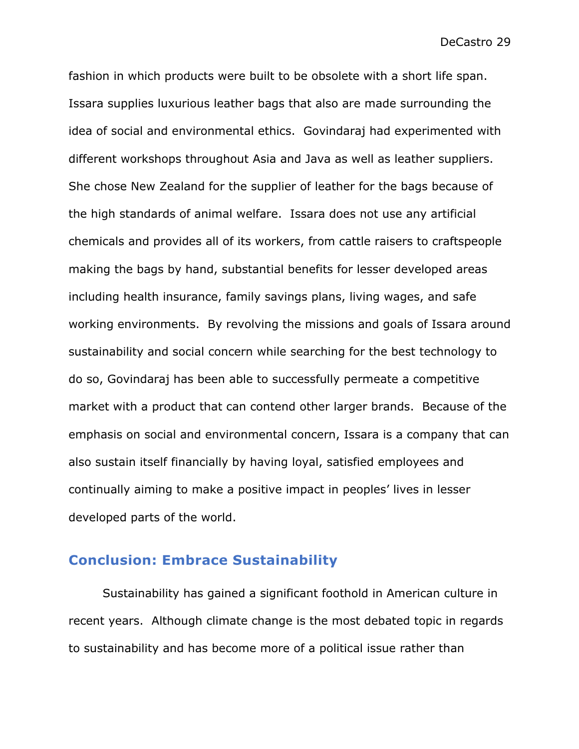fashion in which products were built to be obsolete with a short life span. Issara supplies luxurious leather bags that also are made surrounding the idea of social and environmental ethics. Govindaraj had experimented with different workshops throughout Asia and Java as well as leather suppliers. She chose New Zealand for the supplier of leather for the bags because of the high standards of animal welfare. Issara does not use any artificial chemicals and provides all of its workers, from cattle raisers to craftspeople making the bags by hand, substantial benefits for lesser developed areas including health insurance, family savings plans, living wages, and safe working environments. By revolving the missions and goals of Issara around sustainability and social concern while searching for the best technology to do so, Govindaraj has been able to successfully permeate a competitive market with a product that can contend other larger brands. Because of the emphasis on social and environmental concern, Issara is a company that can also sustain itself financially by having loyal, satisfied employees and continually aiming to make a positive impact in peoples' lives in lesser developed parts of the world.

## Conclusion: Embrace Sustainability

Sustainability has gained a significant foothold in American culture in recent years. Although climate change is the most debated topic in regards to sustainability and has become more of a political issue rather than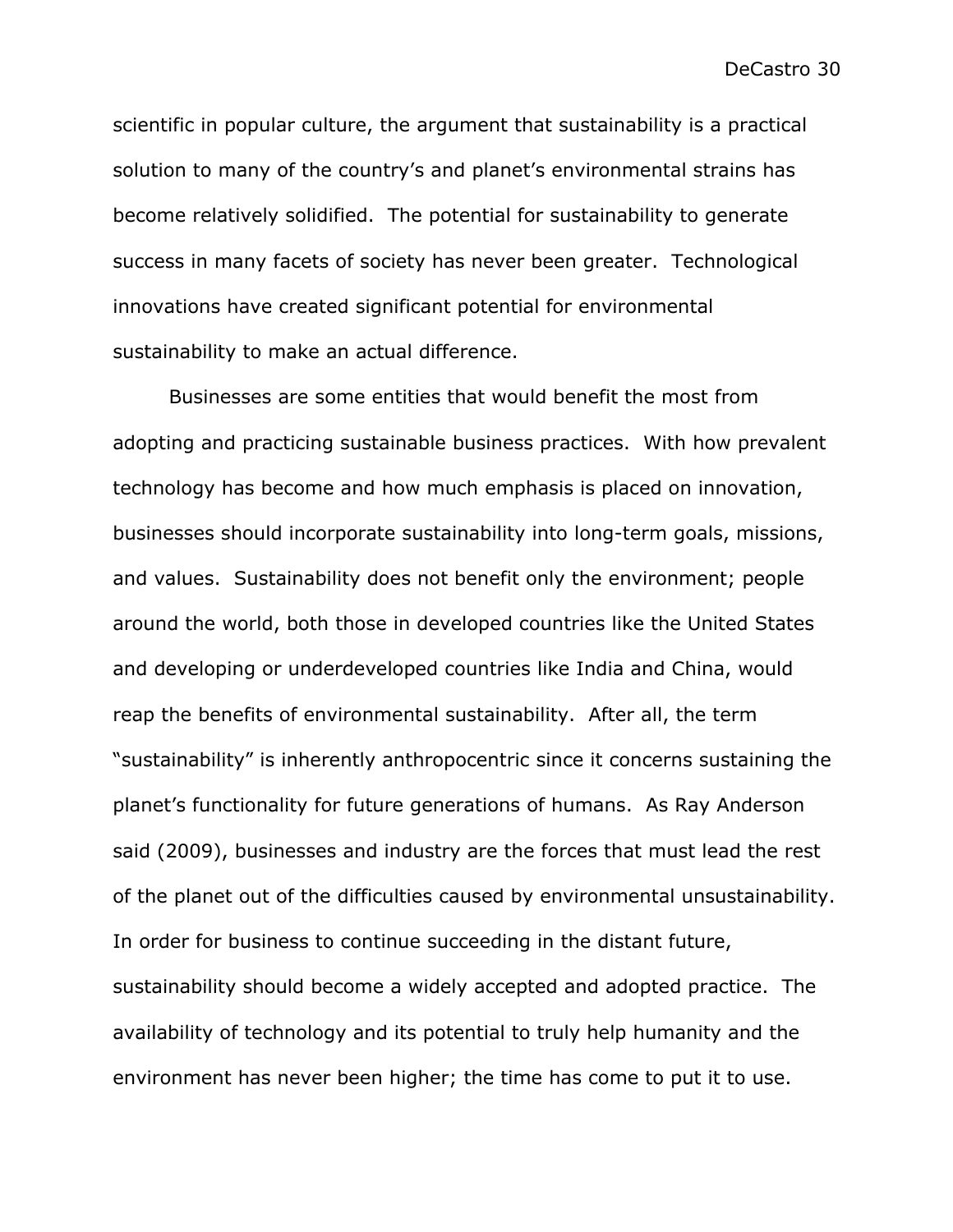scientific in popular culture, the argument that sustainability is a practical solution to many of the country's and planet's environmental strains has become relatively solidified. The potential for sustainability to generate success in many facets of society has never been greater. Technological innovations have created significant potential for environmental sustainability to make an actual difference.

Businesses are some entities that would benefit the most from adopting and practicing sustainable business practices. With how prevalent technology has become and how much emphasis is placed on innovation, businesses should incorporate sustainability into long-term goals, missions, and values. Sustainability does not benefit only the environment; people around the world, both those in developed countries like the United States and developing or underdeveloped countries like India and China, would reap the benefits of environmental sustainability. After all, the term "sustainability" is inherently anthropocentric since it concerns sustaining the planet's functionality for future generations of humans. As Ray Anderson said (2009), businesses and industry are the forces that must lead the rest of the planet out of the difficulties caused by environmental unsustainability. In order for business to continue succeeding in the distant future, sustainability should become a widely accepted and adopted practice. The availability of technology and its potential to truly help humanity and the environment has never been higher; the time has come to put it to use.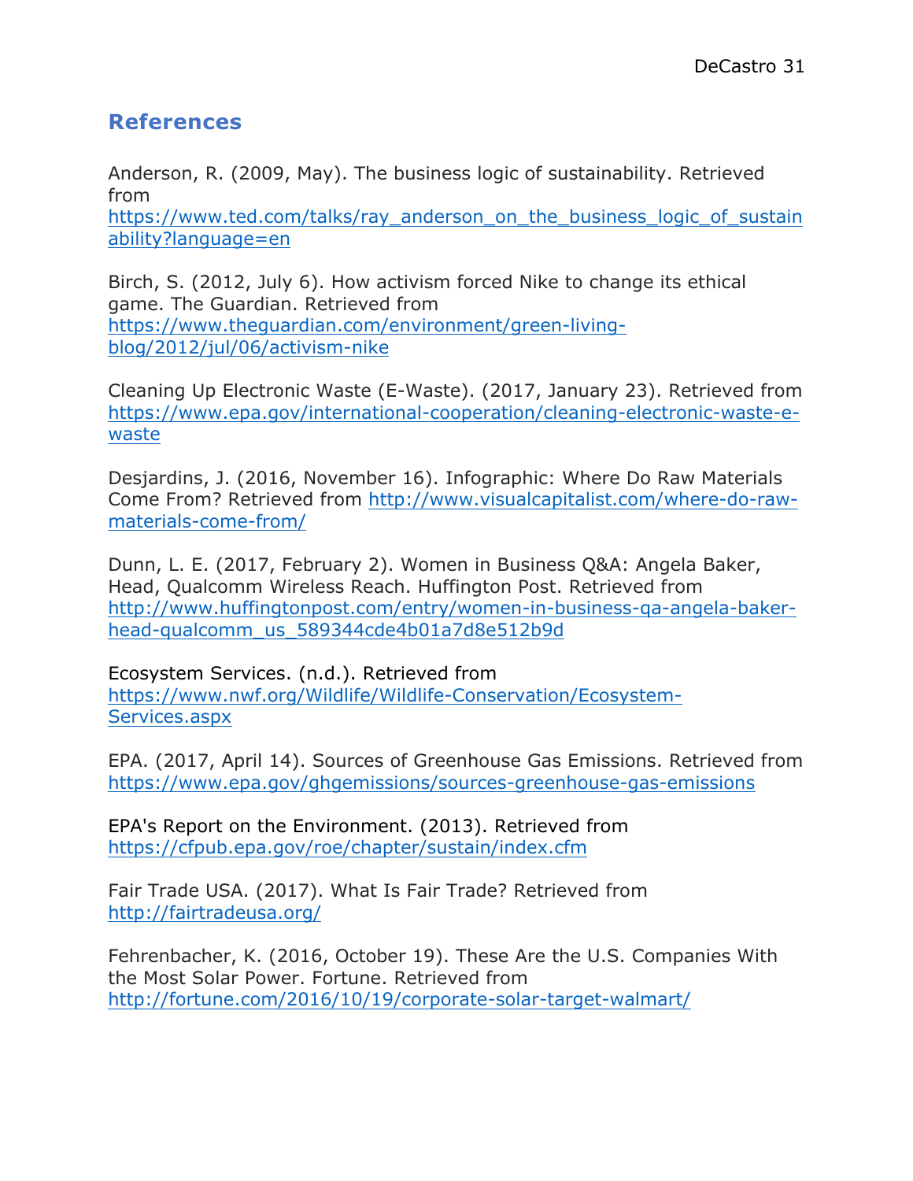## References

Anderson, R. (2009, May). The business logic of sustainability. Retrieved from https://www.ted.com/talks/ray_anderson_on_the_business_logic_of_sustainability?language=en

Birch, S. (2012, July 6). How activism forced Nike to change its ethical game. The Guardian. Retrieved from https://www.theguardian.com/environment/green-living-blog/2012/jul/06/activism-nike

Cleaning Up Electronic Waste (E-Waste). (2017, January 23). Retrieved from https://www.epa.gov/international-cooperation/cleaning-electronic-waste-e-waste

Desjardins, J. (2016, November 16). Infographic: Where Do Raw Materials Come From? Retrieved from http://www.visualcapitalist.com/where-do-raw-materials-come-from/

Dunn, L. E. (2017, February 2). Women in Business Q&A: Angela Baker, Head, Qualcomm Wireless Reach. Huffington Post. Retrieved from http://www.huffingtonpost.com/entry/women-in-business-qa-angela-baker-head-qualcomm_us_589344cde4b01a7d8e512b9d

Ecosystem Services. (n.d.). Retrieved from https://www.nwf.org/Wildlife/Wildlife-Conservation/Ecosystem-Services.aspx

EPA. (2017, April 14). Sources of Greenhouse Gas Emissions. Retrieved from https://www.epa.gov/ghgemissions/sources-greenhouse-gas-emissions

EPA's Report on the Environment. (2013). Retrieved from https://cfpub.epa.gov/roe/chapter/sustain/index.cfm

Fair Trade USA. (2017). What Is Fair Trade? Retrieved from http://fairtradeusa.org/

Fehrenbacher, K. (2016, October 19). These Are the U.S. Companies With the Most Solar Power. Fortune. Retrieved from http://fortune.com/2016/10/19/corporate-solar-target-walmart/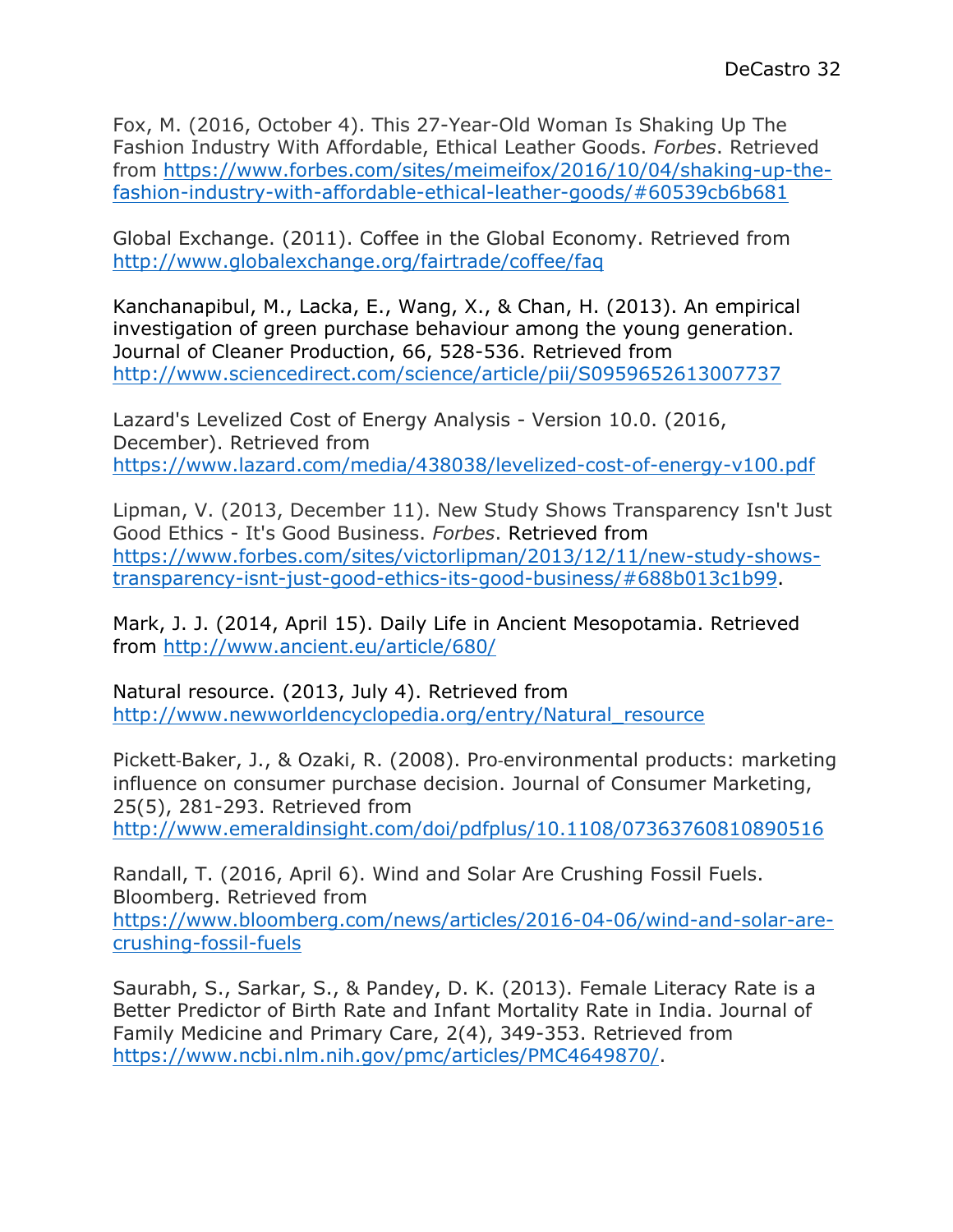Fox, M. (2016, October 4). This 27-Year-Old Woman Is Shaking Up The Fashion Industry With Affordable, Ethical Leather Goods. *Forbes*. Retrieved from https://www.forbes.com/sites/meimeifox/2016/10/04/shaking-up-the-fashion-industry-with-affordable-ethical-leather-goods/#60539cb6b681

Global Exchange. (2011). Coffee in the Global Economy. Retrieved from http://www.globalexchange.org/fairtrade/coffee/faq

Kanchanapibul, M., Lacka, E., Wang, X., & Chan, H. (2013). An empirical investigation of green purchase behaviour among the young generation. Journal of Cleaner Production, 66, 528-536. Retrieved from http://www.sciencedirect.com/science/article/pii/S0959652613007737

Lazard's Levelized Cost of Energy Analysis - Version 10.0. (2016, December). Retrieved from https://www.lazard.com/media/438038/levelized-cost-of-energy-v100.pdf

Lipman, V. (2013, December 11). New Study Shows Transparency Isn't Just Good Ethics - It's Good Business. *Forbes*. Retrieved from https://www.forbes.com/sites/victorlipman/2013/12/11/new-study-shows-transparency-isnt-just-good-ethics-its-good-business/#688b013c1b99.

Mark, J. J. (2014, April 15). Daily Life in Ancient Mesopotamia. Retrieved from http://www.ancient.eu/article/680/

Natural resource. (2013, July 4). Retrieved from http://www.newworldencyclopedia.org/entry/Natural_resource

Pickett-Baker, J., & Ozaki, R. (2008). Pro-environmental products: marketing influence on consumer purchase decision. Journal of Consumer Marketing, 25(5), 281-293. Retrieved from http://www.emeraldinsight.com/doi/pdfplus/10.1108/07363760810890516

Randall, T. (2016, April 6). Wind and Solar Are Crushing Fossil Fuels. Bloomberg. Retrieved from https://www.bloomberg.com/news/articles/2016-04-06/wind-and-solar-are-crushing-fossil-fuels

Saurabh, S., Sarkar, S., & Pandey, D. K. (2013). Female Literacy Rate is a Better Predictor of Birth Rate and Infant Mortality Rate in India. Journal of Family Medicine and Primary Care, 2(4), 349-353. Retrieved from https://www.ncbi.nlm.nih.gov/pmc/articles/PMC4649870/.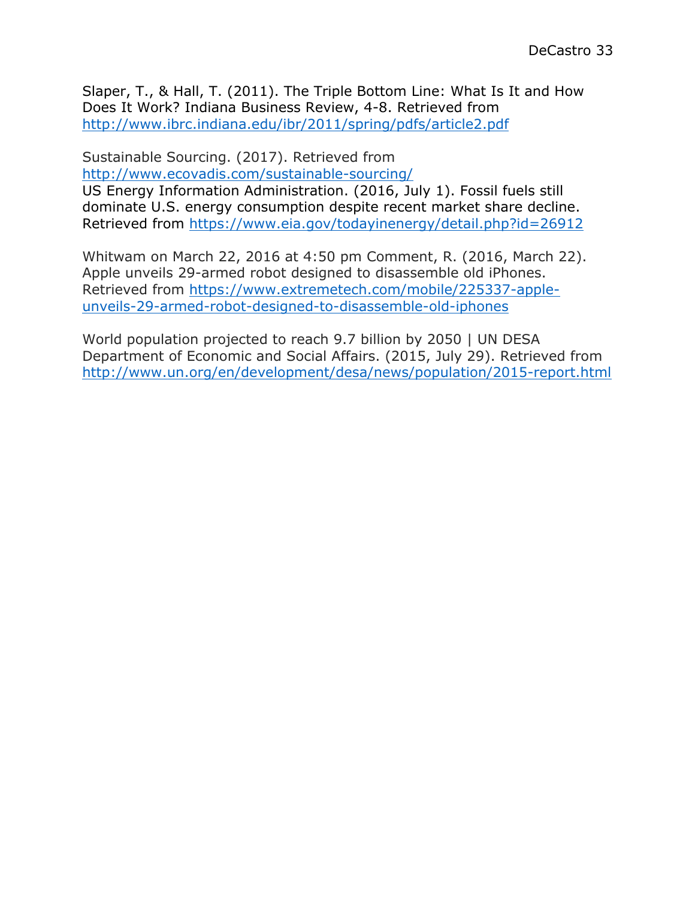Slaper, T., & Hall, T. (2011). The Triple Bottom Line: What Is It and How Does It Work? Indiana Business Review, 4-8. Retrieved from http://www.ibrc.indiana.edu/ibr/2011/spring/pdfs/article2.pdf

Sustainable Sourcing. (2017). Retrieved from http://www.ecovadis.com/sustainable-sourcing/
US Energy Information Administration. (2016, July 1). Fossil fuels still dominate U.S. energy consumption despite recent market share decline. Retrieved from https://www.eia.gov/todayinenergy/detail.php?id=26912

Whitwam on March 22, 2016 at 4:50 pm Comment, R. (2016, March 22). Apple unveils 29-armed robot designed to disassemble old iPhones. Retrieved from https://www.extremetech.com/mobile/225337-apple-unveils-29-armed-robot-designed-to-disassemble-old-iphones

World population projected to reach 9.7 billion by 2050 | UN DESA Department of Economic and Social Affairs. (2015, July 29). Retrieved from http://www.un.org/en/development/desa/news/population/2015-report.html